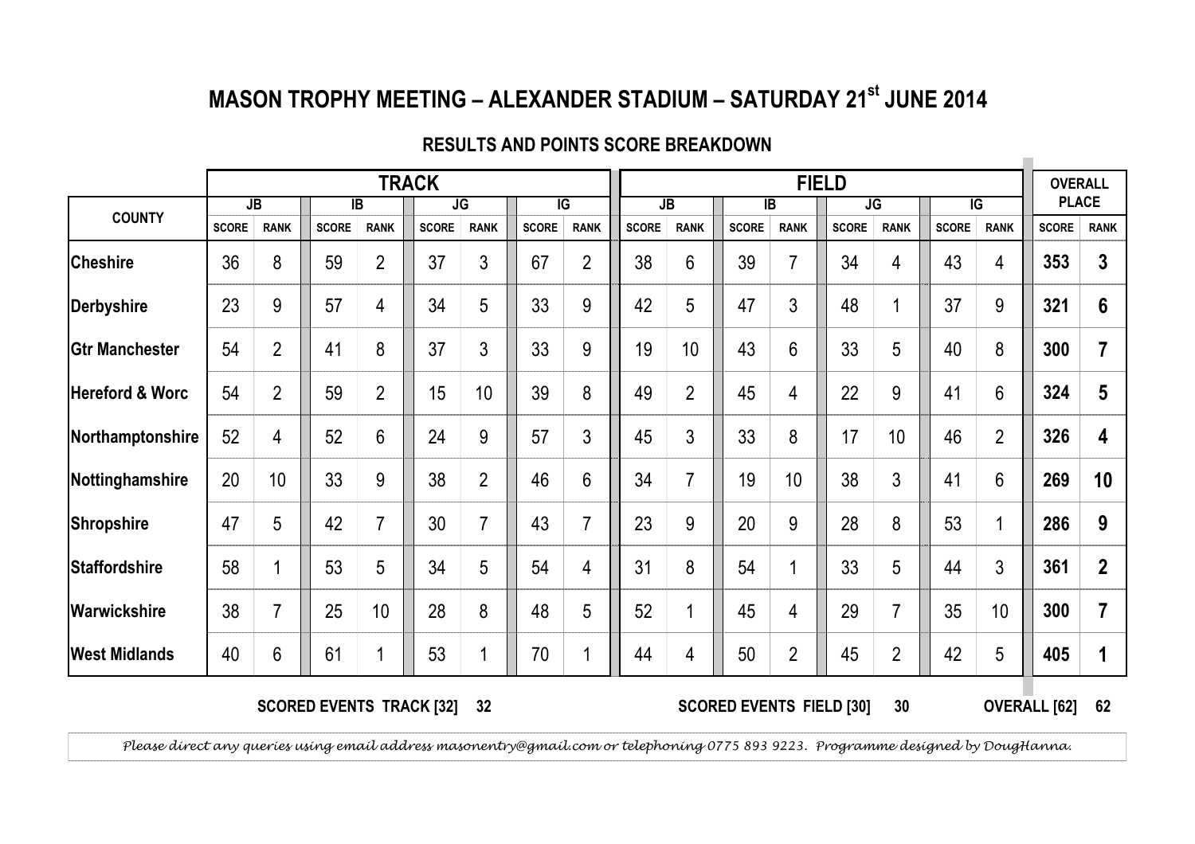# MASON TROPHY MEETING – ALEXANDER STADIUM – SATURDAY 21st JUNE 2014

## RESULTS AND POINTS SCORE BREAKDOWN

| COUNTY | TRACK | | | | | | | | FIELD | | | | | | | | OVERALL PLACE | |
|---|---|---|---|---|---|---|---|---|---|---|---|---|---|---|---|---|---|---|
| | JB | | IB | | JG | | IG | | JB | | IB | | JG | | IG | | | |
| | SCORE | RANK | SCORE | RANK | SCORE | RANK | SCORE | RANK | SCORE | RANK | SCORE | RANK | SCORE | RANK | SCORE | RANK | SCORE | RANK |
| **Cheshire** | 36 | 8 | 59 | 2 | 37 | 3 | 67 | 2 | 38 | 6 | 39 | 7 | 34 | 4 | 43 | 4 | **353** | **3** |
| **Derbyshire** | 23 | 9 | 57 | 4 | 34 | 5 | 33 | 9 | 42 | 5 | 47 | 3 | 48 | 1 | 37 | 9 | **321** | **6** |
| **Gtr Manchester** | 54 | 2 | 41 | 8 | 37 | 3 | 33 | 9 | 19 | 10 | 43 | 6 | 33 | 5 | 40 | 8 | **300** | **7** |
| **Hereford & Worc** | 54 | 2 | 59 | 2 | 15 | 10 | 39 | 8 | 49 | 2 | 45 | 4 | 22 | 9 | 41 | 6 | **324** | **5** |
| **Northamptonshire** | 52 | 4 | 52 | 6 | 24 | 9 | 57 | 3 | 45 | 3 | 33 | 8 | 17 | 10 | 46 | 2 | **326** | **4** |
| **Nottinghamshire** | 20 | 10 | 33 | 9 | 38 | 2 | 46 | 6 | 34 | 7 | 19 | 10 | 38 | 3 | 41 | 6 | **269** | **10** |
| **Shropshire** | 47 | 5 | 42 | 7 | 30 | 7 | 43 | 7 | 23 | 9 | 20 | 9 | 28 | 8 | 53 | 1 | **286** | **9** |
| **Staffordshire** | 58 | 1 | 53 | 5 | 34 | 5 | 54 | 4 | 31 | 8 | 54 | 1 | 33 | 5 | 44 | 3 | **361** | **2** |
| **Warwickshire** | 38 | 7 | 25 | 10 | 28 | 8 | 48 | 5 | 52 | 1 | 45 | 4 | 29 | 7 | 35 | 10 | **300** | **7** |
| **West Midlands** | 40 | 6 | 61 | 1 | 53 | 1 | 70 | 1 | 44 | 4 | 50 | 2 | 45 | 2 | 42 | 5 | **405** | **1** |

**SCORED EVENTS TRACK [32] 32** **SCORED EVENTS FIELD [30] 30** **OVERALL [62] 62**

*Please direct any queries using email address masonentry@gmail.com or telephoning 0775 893 9223. Programme designed by DougHanna.*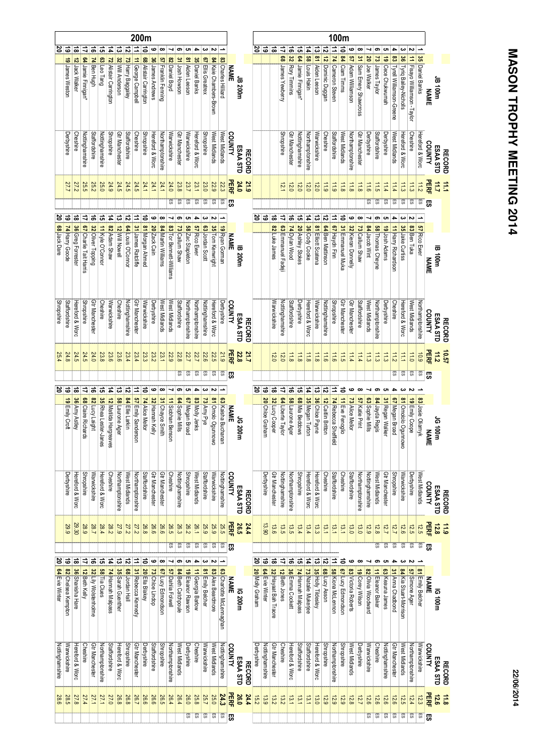# MASON TROPHY MEETING 2014

22/06/2014

## 100m

### JB 100m

RECORD 11.1 | ESAA STD 11.7

| | No. | NAME | COUNTY | PERF | ES |
|---|---|---|---|---|---|
| 1 | 35 | Daniel Banks | Hereford & Worc | 11.2 | ES |
| 2 | 11 | Fisayo Williamson-Taylor | Cheshire | 11.3 | ES |
| 3 | 36 | Tyriq Bailey-Nicholls | Hereford & Worc | 11.3 | ES |
| 4 | 83 | Tyrell Williamson-Greene | West Midlands | 11.4 | ES |
| 5 | 19 | Cece Chukwurah | Derbyshire | 11.4 | ES |
| 6 | 73 | James Taylor | Staffordshire | 11.5 | ES |
| 7 | 20 | Joe Walker | Derbyshire | 11.6 | ES |
| 8 | 31 | Sam Emery Shawcross | Gtr Manchester | 11.8 | |
| 9 | 57 | Adam Williamson | Northamptonshire | 11.8 | |
| 10 | 84 | Cam Timms | West Midlands | 11.8 | |
| 11 | 74 | Cameron Steven | Staffordshire | 11.9 | |
| 12 | 12 | Dominic Duggan | Cheshire | 11.9 | |
| 13 | 81 | Aiden Leeson | Warwickshire | 12.0 | |
| 14 | 58 | Louis Hakin | Northamptonshire | 12.0 | |
| 15 | 64 | Jamie Finnigan* | Nottinghamshire | 12.0 | |
| 16 | 32 | Rory Timmins | Gtr Manchester | 12.0 | |
| 17 | 68 | James Yewberry | Shropshire | 12.1 | |
| 18 | | | | | |
| 19 | | | | | |
| 20 | | | | | |

### IB 100m

RECORD 10.57 | ESAA STD 11.2

| | No. | NAME | COUNTY | PERF | ES |
|---|---|---|---|---|---|
| 1 | 57 | Rico Ewer | Northamptonshire | 10.9 | ES |
| 2 | 83 | Ben Tuka | West Midlands | 11.0 | ES |
| 3 | 35 | Jake Curtiss | Hereford & Worc | 11.1 | ES |
| 4 | 11 | Harry Richardson | Cheshire | 11.2 | ES |
| 5 | 19 | Josh Adams | Derbyshire | 11.3 | |
| 6 | 58 | Thomas Cheyne | Northamptonshire | 11.3 | |
| 7 | 84 | Jacob Wint | West Midlands | 11.3 | |
| 8 | 73 | Callum Shaw | Staffordshire | 11.4 | |
| 9 | 32 | Kieran Donnelly | Gtr Manchester | 11.4 | |
| 10 | 31 | Emmanuel Muka | Gtr Manchester | 11.5 | |
| 11 | 67 | Haydn Finn | Shropshire | 11.6 | |
| 12 | 64 | Ben Mattinson | Nottinghamshire | 11.6 | |
| 13 | 81 | Elliott Scalena | Warwickshire | 11.8 | |
| 14 | 36 | Cody Cooke | Hereford & Worc | 11.8 | |
| 15 | 20 | Ashley Stokes | Derbyshire | 11.8 | |
| 16 | 74 | Dylan Wood | Staffordshire | 11.8 | |
| 17 | 63 | Emmanuel Fadeji | Nottinghamshire | 12.0 | |
| 18 | 82 | Luke James | Warwickshire | 12.0 | |
| 19 | | | | | |
| 20 | | | | | |

### JG 100m

RECORD 11.9 | ESAA STD 12.8

| | No. | NAME | COUNTY | PERF | ES |
|---|---|---|---|---|---|
| 1 | 83 | Josie Oliarnyk | West Midlands | 12.5 | ES |
| 2 | 19 | Emily Coope | Derbyshire | 12.5 | ES |
| 3 | 81 | Omolola Ogunmowo | Warwickshire | 12.6 | ES |
| 4 | 67 | Megan Broad | Shropshire | 12.7 | ES |
| 5 | 31 | Regan Walker | Gtr Manchester | 12.7 | ES |
| 6 | 84 | Jayda Regis | West Midlands | 12.8 | ES |
| 7 | 63 | Sophie Mills | Nottinghamshire | 12.9 | |
| 8 | 57 | Katie Pirrit | Northamptonshire | 13.0 | |
| 9 | 73 | Alice Mellor | Staffordshire | 13.0 | |
| 10 | 11 | Eve Fenoglio | Cheshire | 13.1 | |
| 11 | 74 | Rebecca Sheffield | Staffordshire | 13.1 | |
| 12 | 12 | Caitlin Britton | Cheshire | 13.1 | |
| 13 | 36 | Chloe Payne | Hereford & Worc | 13.3 | |
| 14 | 35 | Megan Turton | Hereford & Worc | 13.4 | |
| 15 | 68 | Mia Beddows | Shropshire | 13.4 | |
| 16 | 58 | Laurone Ager | Northamptonshire | 13.5 | |
| 17 | 64 | Libertie Taylor | Nottinghamshire | 13.5 | |
| 18 | 32 | Lucy Cooper | Gtr Manchester | 13.6 | |
| 19 | 20 | Chloe Graham | Derbyshire | 13.90 | |
| 20 | | | | | |

### IG 100m

RECORD 11.8 | ESAA STD 12.6

| | No. | NAME | COUNTY | PERF | ES |
|---|---|---|---|---|---|
| 1 | 81 | Emily Belcher | Warwickshire | 12.3 | ES |
| 2 | 57 | Simone Ager | Northamptonshire | 12.4 | ES |
| 3 | 84 | Kia Stuart-Morrison | West Midlands | 12.5 | ES |
| 4 | 31 | Anna Chadbond | Gtr Manchester | 12.6 | ES |
| 5 | 63 | Keauna James | Nottinghamshire | 12.6 | ES |
| 6 | 11 | Eleanor Baker | Cheshire | 12.6 | ES |
| 7 | 82 | Olivia Woodward | Warwickshire | 12.6 | ES |
| 8 | 19 | Corey Wilson | Derbyshire | 12.7 | |
| 9 | 83 | Victoria Roberts | West Midlands | 12.8 | |
| 10 | 67 | Lucy Edmondson | Shropshire | 12.9 | |
| 11 | 58 | Kiona McLennon | Northamptonshire | 12.9 | |
| 12 | 68 | Lucy Asson | Shropshire | 12.9 | |
| 13 | 35 | Holly Tildesley | Hereford & Worc | 13.0 | |
| 14 | 73 | Natalie Mukerjee | Staffordshire | 13.1 | |
| 15 | 74 | Hannah Malpass | Staffordshire | 13.1 | |
| 16 | 36 | Emma Cockett | Hereford & Worc | 13.1 | |
| 17 | 12 | Beth Jones | Cheshire | 13.2 | |
| 18 | 32 | Hayaat Bah Traore | Gtr Manchester | 13.2 | |
| 19 | 64 | Evie Winter | Nottinghamshire | 13.9 | |
| 20 | 20 | Molly Graham | Derbyshire | 15.2 | |

## 200m

### JB 200m

RECORD 21.9 | ESAA STD 24.0

| | No. | NAME | COUNTY | PERF | ES |
|---|---|---|---|---|---|
| 1 | 83 | Charles Hilliard | West Midlands | 22.3 | ES |
| 2 | 84 | Kaie Chambers-Brown | West Midlands | 22.9 | ES |
| 3 | 67 | Ellis Greatrex | Shropshire | 23.0 | ES |
| 4 | 35 | Daniel Banks | Hereford & Worc | 23.1 | ES |
| 5 | 81 | Aiden Leeson | Warwickshire | 23.7 | ES |
| 6 | 31 | Josh Howson | Gtr Manchester | 23.8 | ES |
| 7 | 82 | Daniel Boyd | Warwickshire | 24.0 | ES |
| 8 | 57 | Franklin Fenning | Northamptonshire | 24.1 | |
| 9 | 36 | James Andrews | Hereford & Worc | 24.1 | |
| 10 | 68 | Alistair Carrington | Shropshire | 24.1 | |
| 11 | 11 | George Campbell | Cheshire | 24.5 | |
| 12 | 73 | Harry Baggaley | Staffordshire | 24.5 | |
| 13 | 32 | Will Anderson | Gtr Manchester | 24.5 | |
| 14 | 72 | Alistair Carrington | Shropshire | 24.9 | |
| 15 | 63 | Leo Tang | Nottinghamshire | 25.0 | |
| 16 | 74 | Ben Hugh | Staffordshire | 25.2 | |
| 17 | 64 | Jamie Finnigan* | Nottinghamshire | 25.5 | |
| 18 | 12 | Jack Walker | Cheshire | 27.2 | |
| 19 | 19 | James Weston | Derbyshire | 27.7 | |
| 20 | | | | | |

### IB 200m

RECORD 21.7 | ESAA STD 22.8

| | No. | NAME | COUNTY | PERF | ES |
|---|---|---|---|---|---|
| 1 | 19 | Ryan Gorman | Derbyshire | 21.9 | ES |
| 2 | 35 | Tom Kenwright | Hereford & Worc | 22.5 | ES |
| 3 | 63 | Jordan Scott | Nottinghamshire | 22.6 | ES |
| 4 | 57 | Rico Ewer | Northamptonshire | 22.7 | ES |
| 5 | 58 | Zac Stapleton | Northamptonshire | 22.7 | ES |
| 6 | 73 | Callum Shaw | Staffordshire | 22.8 | ES |
| 7 | 83 | Tor Bennett-Williams | West Midlands | 22.9 | |
| 8 | 84 | Martin Williams | West Midlands | 23.1 | |
| 9 | 20 | Zack Cain | Derbyshire | 23.2 | |
| 10 | 81 | Morgan Ahmed | Warwickshire | 23.3 | |
| 11 | 31 | James Ratcliffe | Gtr Manchester | 23.4 | |
| 12 | 64 | Louis O'Connor | Nottinghamshire | 23.4 | |
| 13 | 12 | Will Nowell | Cheshire | 23.6 | |
| 14 | 82 | Adam Shaw | Warwickshire | 23.6 | |
| 15 | 11 | Kyle O'Connor | Cheshire | 23.8 | |
| 16 | 32 | Oliver Topping | Gtr Manchester | 24.0 | |
| 17 | 67 | Charlie Tait-Harris | Shropshire | 24.5 | |
| 18 | 36 | Greg Forrester | Hereford & Worc | 24.5 | |
| 19 | 74 | Harry Goode | Staffordshire | 24.8 | |
| 20 | 68 | Jack Dare | Shropshire | 25.4 | |

### JG 200m

RECORD 24.4 | ESAA STD 26.5

| | No. | NAME | COUNTY | PERF | ES |
|---|---|---|---|---|---|
| 1 | 63 | Kaisha Buchanan | Nottinghamshire | 25.5 | ES |
| 2 | 81 | Omolo Ogunmowo | Warwickshire | 25.9 | ES |
| 3 | 73 | Amy Pye | Staffordshire | 25.9 | ES |
| 4 | 83 | Molly Jenks | West Midlands | 26.1 | ES |
| 5 | 67 | Megan Broad | Shropshire | 26.2 | ES |
| 6 | 64 | Sophie Mills | Nottinghamshire | 26.3 | ES |
| 7 | 11 | Siobhan Benson | Cheshire | 26.5 | ES |
| 8 | 31 | Chayce Smith | Gtr Manchester | 26.6 | |
| 9 | 32 | Hannah Kelly | Gtr Manchester | 26.6 | |
| 10 | 74 | Alice Mellor | Staffordshire | 26.8 | |
| 11 | 57 | Emily Sanderson | Northamptonshire | 27.2 | |
| 12 | 84 | Ellie Larkin | West Midlands | 27.2 | |
| 13 | 58 | Laurone Ager | Northamptonshire | 27.9 | |
| 14 | 12 | Matilda Hargreaves | Cheshire | 28.2 | |
| 15 | 35 | Rhea Lester-Jones | Hereford & Worc | 28.4 | |
| 16 | 82 | Lucy Laight | Warwickshire | 28.7 | |
| 17 | 68 | Claire Richards | Shropshire | 28.9 | |
| 18 | 36 | Amy Astley | Hereford & Worc | 29.30 | |
| 19 | 19 | Emily Croft | Derbyshire | 29.9 | |
| 20 | | | | | |

### IG 200m

RECORD 24.4 | ESAA STD 26.0

| | No. | NAME | COUNTY | PERF | ES |
|---|---|---|---|---|---|
| 1 | 63 | Charlotte McLennaghan | Nottinghamshire | **24.3** | ES |
| 2 | 83 | Alex Beardmore | West Midlands | 25.0 | ES |
| 3 | 81 | Emily Belcher | Warwickshire | 25.7 | ES |
| 4 | 11 | Georgia Barlow | Cheshire | 25.8 | ES |
| 5 | 19 | Eleanor Rawson | Derbyshire | 26.0 | ES |
| 6 | 84 | Beth Catchpole | West Midlands | 26.4 | |
| 7 | 57 | Dahlia Folwell | Northamptonshire | 26.4 | |
| 8 | 67 | Lucy Edmondson | Shropshire | 26.5 | |
| 9 | 73 | Chloe Lindop | Staffordshire | 26.6 | |
| 10 | 20 | Ella Blakey | Derbyshire | 26.6 | |
| 11 | 31 | Rebecca Kennedy | Gtr Manchester | 26.7 | |
| 12 | 68 | Jordan Hall | Shropshire | 26.8 | |
| 13 | 35 | Sarah Guenther | Hereford & Worc | 26.8 | |
| 14 | 74 | Hannah Malpass | Staffordshire | 27.0 | |
| 15 | 58 | Tia Clues | Northamptonshire | 27.1 | |
| 16 | 32 | Lilly Wolstenholme | Gtr Manchester | 27.1 | |
| 17 | 12 | Beth Kelly | Cheshire | 27.4 | |
| 18 | 36 | Shanisha Haire | Hereford & Worc | 27.8 | |
| 19 | 82 | Chelsea Kempton | Warwickshire | 28.5 | |
| 20 | 64 | Evie Winter | Nottinghamshire | 28.6 | |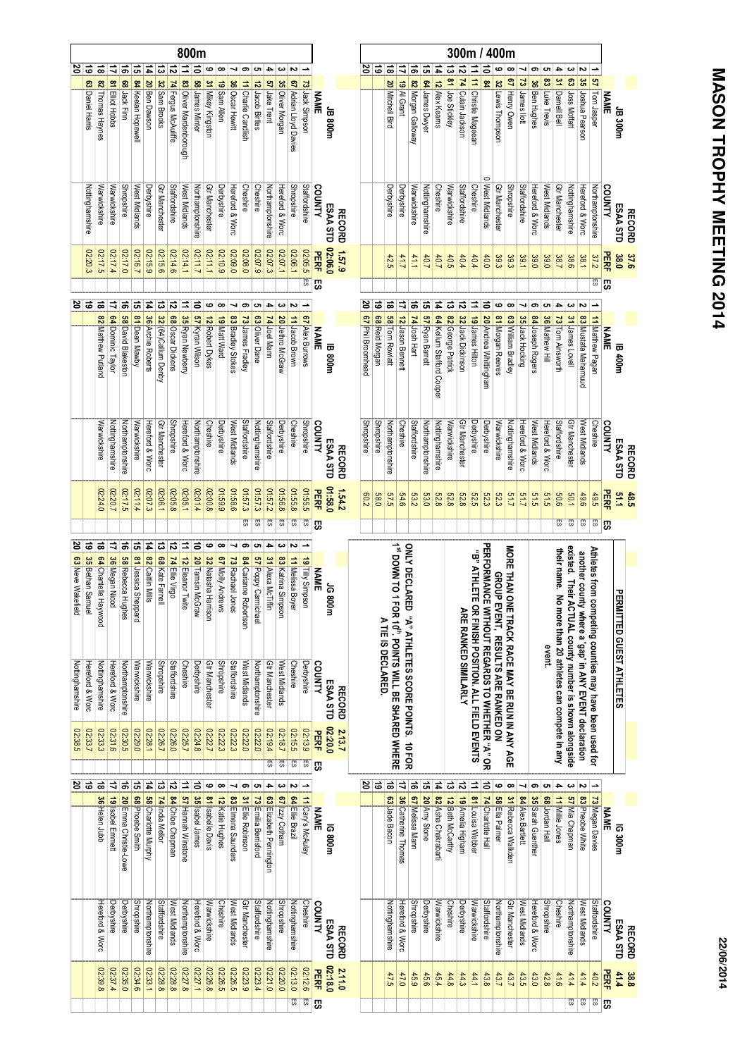# MASON TROPHY MEETING 2014

22/06/2014

## 300m / 400m

### JB 300m

RECORD 37.6 | ESAA STD 38.0

| | | NAME | COUNTY | PERF | ES |
|---|---|---|---|---|---|
| 1 | 57 | Tom Jasper | Northamptonshire | 37.2 | ES |
| 2 | 35 | Joshua Pearson | Hereford & Worc | 38.1 | |
| 3 | 63 | Joss Moffatt | Nottinghamshire | 38.6 | |
| 4 | 31 | Darnell Bell | Gtr Manchester | 38.7 | |
| 5 | 83 | Luke Trevis | West Midlands | 39.0 | |
| 6 | 36 | Ben Hughes | Hereford & Worc | 39.0 | |
| 7 | 73 | James Ilott | Staffordshire | 39.1 | |
| 8 | 67 | Henry Owen | Shropshire | 39.3 | |
| 9 | 32 | Lewis Thompson | Gtr Manchester | 39.3 | |
| 10 | 84 | 0 | West Midlands | 40.0 | |
| 11 | 11 | Christie Magieran | Cheshire | 40.4 | |
| 12 | 74 | Cuban Jackson | Staffordshire | 40.4 | |
| 13 | 81 | Joe Stickley | Warwickshire | 40.5 | |
| 14 | 12 | Alex Kearns | Cheshire | 40.7 | |
| 15 | 64 | James Dwyer | Nottinghamshire | 40.7 | |
| 16 | 82 | Morgan Galloway | Warwickshire | 41.1 | |
| 17 | 19 | Al Grant | Derbyshire | 41.7 | |
| 18 | 20 | Mitchell Bird | Derbyshire | 42.5 | |
| 19 | | | | | |
| 20 | | | | | |

### IB 400m

RECORD 48.5 | ESAA STD 51.1

| | | NAME | COUNTY | PERF | ES |
|---|---|---|---|---|---|
| 1 | 11 | Matthew Pagan | Cheshire | 49.5 | ES |
| 2 | 83 | Mustafa Mahamud | West Midlands | 49.6 | ES |
| 3 | 31 | James Lovell | Gtr Manchester | 50.1 | ES |
| 4 | 73 | Tom Ainsworth | Staffordshire | 50.6 | ES |
| 5 | 36 | Mathew Hill | Hereford & Worc | 51.5 | |
| 6 | 84 | Joseph Rogers | West Midlands | 51.5 | |
| 7 | 35 | Jack Hocking | Hereford & Worc | 51.7 | |
| 8 | 63 | William Bradley | Nottinghamshire | 51.7 | |
| 9 | 81 | Morgan Reeves | Warwickshire | 52.3 | |
| 10 | 20 | Andrea Whittingham | Derbyshire | 52.3 | |
| 11 | 19 | James Hilton | Derbyshire | 52.5 | |
| 12 | 32 | Jack Dickinson | Gtr Manchester | 52.8 | |
| 13 | 82 | George Patrick | Warwickshire | 52.8 | |
| 14 | 64 | Kellum Stafford Cooper | Nottinghamshire | 52.8 | |
| 15 | 57 | Ryan Barrett | Northamptonshire | 53.0 | |
| 16 | 74 | Josh Hart | Staffordshire | 53.2 | |
| 17 | 12 | Jason Bennett | Cheshire | 54.6 | |
| 18 | 58 | Tom Rowlatt | Northamptonshire | 57.5 | |
| 19 | 68 | Reid Morgan | Shropshire | 58.0 | |
| 20 | 67 | Phil Broomhead | Shropshire | 60.2 | |

### PERMITTED GUEST ATHLETES

Athletes from competing counties may have been used for another county where a 'gap' in ANY EVENT declaration existed. Their ACTUAL county number is shown alongside their name. No more than 20 athletes can compete in any event.

MORE THAN ONE TRACK RACE MAY BE RUN IN ANY AGE GROUP EVENT. RESULTS ARE RANKED ON PERFORMANCE WITHOUT REGARDS TO WHETHER "A" OR "B" ATHLETE OR FINISH POSITION. ALL FIELD EVENTS ARE RANKED SIMILARLY

ONLY DECLARED "A" ATHLETES SCORE POINTS. 10 FOR 1[st] DOWN TO 1 FOR 10[th]. POINTS WILL BE SHARED WHERE A TIE IS DECLARED.

### IG 300m

RECORD 38.8 | ESAA STD 41.4

| | | NAME | COUNTY | PERF | ES |
|---|---|---|---|---|---|
| 1 | 73 | Megan Davies | Staffordshire | 40.2 | ES |
| 2 | 83 | Phoebe White | West Midlands | 41.4 | ES |
| 3 | 57 | Mia Chapman | Northamptonshire | 41.4 | ES |
| 4 | 11 | Millie Jones | Cheshire | 41.6 | |
| 5 | 68 | Jordan Hall | Shropshire | 42.8 | |
| 6 | 35 | Sarah Guenther | Hereford & Worc | 43.0 | |
| 7 | 84 | Alex Bartlett | West Midlands | 43.5 | |
| 8 | 31 | Rebecca Walkden | Gtr Manchester | 43.7 | |
| 9 | 58 | Ella Palmer | Northamptonshire | 43.7 | |
| 10 | 74 | Charlotte Hall | Staffordshire | 43.8 | |
| 11 | 81 | Louisa Webber | Warwickshire | 44.1 | |
| 12 | 19 | Amelia Higham | Derbyshire | 44.3 | |
| 13 | 12 | Beth McCarthy | Cheshire | 44.8 | |
| 14 | 82 | Asha Chakrabarti | Warwickshire | 45.4 | |
| 15 | 20 | Amy Stone | Derbyshire | 45.6 | |
| 16 | 67 | Melissa Mann | Shropshire | 45.9 | |
| 17 | 36 | Catherine Thomas | Hereford & Worc | 47.0 | |
| 18 | 63 | Jade Bacon | Nottinghamshire | 47.5 | |
| 19 | | | | | |
| 20 | | | | | |

## 800m

### JB 800m

RECORD 1.57.9 | ESAA STD 02:06.0

| | | NAME | COUNTY | PERF | ES |
|---|---|---|---|---|---|
| 1 | 73 | Jack Simpson | Staffordshire | 02:05.5 | ES |
| 2 | 67 | Adrian Lloyd Davies | Shropshire | 02:06.1 | |
| 3 | 35 | Oliver Morgan | Hereford & Worc | 02:07.1 | |
| 4 | 57 | Jake Trent | Northamptonshire | 02:07.3 | |
| 5 | 12 | Jacob Birtles | Cheshire | 02:07.9 | |
| 6 | 11 | Charlie Candlish | Cheshire | 02:08.0 | |
| 7 | 36 | Oscar Hewitt | Hereford & Worc | 02:09.0 | |
| 8 | 19 | Sam Allen | Derbyshire | 02:10.9 | |
| 9 | 31 | Mikey Kingston | Gtr Manchester | 02:11.1 | |
| 10 | 58 | James Minter | Northamptonshire | 02:11.7 | |
| 11 | 83 | Oliver Mardenborough | West Midlands | 02:14.1 | |
| 12 | 74 | Fergus McAuliffe | Staffordshire | 02:14.6 | |
| 13 | 32 | Sam Brooks | Gtr Manchester | 02:15.6 | |
| 14 | 20 | Ben Dawson | Derbyshire | 02:15.9 | |
| 15 | 84 | Keelan Hopewell | West Midlands | 02:16.7 | |
| 16 | 68 | Jack Firm | Shropshire | 02:17.0 | |
| 17 | 81 | Elliott Hobbs | Warwickshire | 02:17.4 | |
| 18 | 82 | Thomas Haynes | Warwickshire | 02:17.5 | |
| 19 | 63 | Daniel Harris | Nottinghamshire | 02:20.3 | |
| 20 | | | | | |

### IB 800m

RECORD 1.54.2 | ESAA STD 01:58.0

| | | NAME | COUNTY | PERF | ES |
|---|---|---|---|---|---|
| 1 | 67 | Alex Burrows | Shropshire | 01:55.5 | ES |
| 2 | 11 | Jacob Brown | Cheshire | 01:55.8 | ES |
| 3 | 20 | Jethro McGraw | Derbyshire | 01:56.8 | ES |
| 4 | 74 | Joel Mann | Staffordshire | 01:57.2 | ES |
| 5 | 63 | Oliver Dane | Nottinghamshire | 01:57.3 | ES |
| 6 | 73 | James Fradley | Staffordshire | 01:57.3 | ES |
| 7 | 83 | Bradley Stokes | West Midlands | 01:58.6 | |
| 8 | 19 | Matt Ward | Derbyshire | 01:59.9 | |
| 9 | 12 | Robert Dykes | Cheshire | 02:00.8 | |
| 10 | 57 | Kyran Wilson | Northamptonshire | 02:01.4 | |
| 11 | 35 | Ryan Newberry | Hereford & Worc | 02:05.1 | |
| 12 | 68 | Oscar Dickens | Shropshire | 02:05.8 | |
| 13 | 32 | (64)Callum Denby | Gtr Manchester | 02:06.1 | |
| 14 | 36 | Archie Roberts | Hereford & Worc | 02:07.3 | |
| 15 | 81 | Dean Mawby | Warwickshire | 02:11.4 | |
| 16 | 58 | David Blakeston | Northamptonshire | 02:17.5 | |
| 17 | 64 | Dominic Taylor | Nottinghamshire | 02:20.7 | |
| 18 | 82 | Matthew Pulland | Warwickshire | 02:24.0 | |
| 19 | | | | | |
| 20 | | | | | |

### JG 800m

RECORD 2.13.7 | ESAA STD 02:20.0

| | | NAME | COUNTY | PERF | ES |
|---|---|---|---|---|---|
| 1 | 19 | Tilly Simpson | Derbyshire | 02:13.9 | ES |
| 2 | 11 | Melissa Boyer | Cheshire | 02:15.5 | ES |
| 3 | 83 | Katrina Simpson | West Midlands | 02:18.7 | ES |
| 4 | 31 | Alexa McTiffin | Gtr Manchester | 02:19.4 | ES |
| 5 | 57 | Poppy Carmichael | Northamptonshire | 02:20.0 | |
| 6 | 84 | Carianne Robertson | West Midlands | 02:22.0 | |
| 7 | 73 | Rachael Jones | Staffordshire | 02:22.3 | |
| 8 | 67 | Molly Andrews | Shropshire | 02:22.3 | |
| 9 | 32 | Natasha Harrison | Gtr Manchester | 02:22.7 | |
| 10 | 20 | Tamsin McGraw | Derbyshire | 02:24.8 | |
| 11 | 12 | Eleanor Twite | Cheshire | 02:25.7 | |
| 12 | 74 | Ellie Virgo | Staffordshire | 02:26.0 | |
| 13 | 68 | Kate Farnell | Shropshire | 02:26.7 | |
| 14 | 82 | Caitlin Mills | Warwickshire | 02:28.1 | |
| 15 | 81 | Jessica Sheppard | Warwickshire | 02:29.0 | |
| 16 | 58 | Rebecca Hughes | Northamptonshire | 02:30.5 | |
| 17 | 36 | Megan Nicod | Hereford & Worc | 02:31.6 | |
| 18 | 64 | Chantelle Haywood | Nottinghamshire | 02:33.3 | |
| 19 | 35 | Bethan Samuel | Hereford & Worc | 02:33.7 | |
| 20 | 63 | Neve Wakefield | Nottinghamshire | 02:38.5 | |

### IG 800m

RECORD 2.11.0 | ESAA STD 02:18.0

| | | NAME | COUNTY | PERF | ES |
|---|---|---|---|---|---|
| 1 | 11 | Cary's McAulay | Cheshire | 02:12.6 | ES |
| 2 | 64 | Ellie Brazil | Nottinghamshire | 02:13.0 | ES |
| 3 | 67 | Izzy Cotham | Shropshire | 02:20.0 | |
| 4 | 63 | Elizabeth Pennington | Nottinghamshire | 02:21.0 | |
| 5 | 73 | Emilia Bernsford | Staffordshire | 02:23.4 | |
| 6 | 31 | Ellie Robinson | Gtr Manchester | 02:23.9 | |
| 7 | 83 | Emerald Saunders | West Midlands | 02:26.5 | |
| 8 | 12 | Katie Hughes | Cheshire | 02:26.5 | |
| 9 | 81 | Isabelle Davis | Warwickshire | 02:26.8 | |
| 10 | 35 | Isabel James | Hereford & Worc | 02:27.1 | |
| 11 | 57 | Hannah Winstone | Northamptonshire | 02:27.8 | |
| 12 | 84 | Chloe Chapman | West Midlands | 02:28.8 | |
| 13 | 74 | India Mellor | Staffordshire | 02:28.8 | |
| 14 | 58 | Charlotte Murphy | Northamptonshire | 02:33.1 | |
| 15 | 68 | Phoebe Smith | Shropshire | 02:34.6 | |
| 16 | 20 | Emma Christie-Lowe | Derbyshire | 02:35.0 | |
| 17 | 19 | Isobel Emmett | Derbyshire | 02:37.4 | |
| 18 | 36 | Helen Jubb | Hereford & Worc | 02:39.8 | |
| 19 | | | | | |
| 20 | | | | | |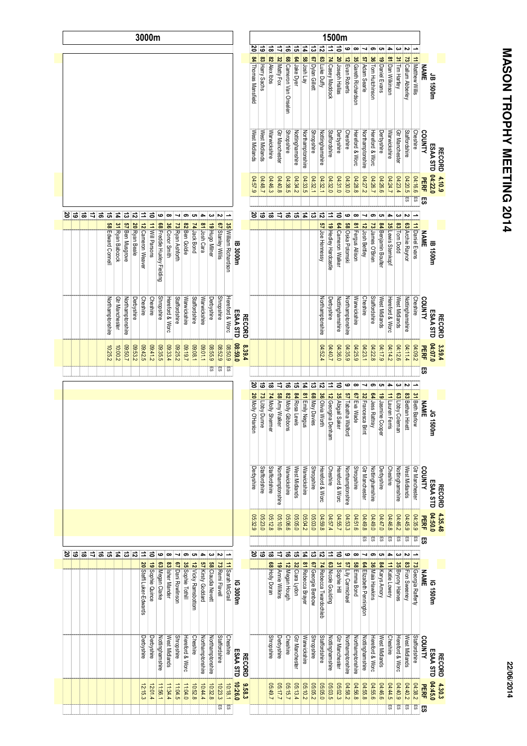# MASON TROPHY MEETING 2014

22/06/2014

## 1500m

### JB 1500m

RECORD 4.10.9
ESAA STD 04:22.0

| | No | NAME | COUNTY | PERF | ES |
|---|---|---|---|---|---|
| 1 | 11 | Matthew Willis | Cheshire | 04:16.6 | ES |
| 2 | 73 | Callum Abberley | Staffordshire | 04:20.5 | ES |
| 3 | 31 | Tim Hartley | Gtr Manchester | 04:23.4 | |
| 4 | 81 | Dan Wilkinson | Warwickshire | 04:24.7 | |
| 5 | 19 | Daniel Evans | Derbyshire | 04:26.6 | |
| 6 | 36 | Tom Hutchinson | Hereford & Worc | 04:26.7 | |
| 7 | 57 | Adam Searle | Northamptonshire | 04:27.2 | |
| 8 | 35 | Gareth Richardson | Hereford & Worc | 04:28.8 | |
| 9 | 12 | Evan Roberts | Cheshire | 04:30.0 | |
| 10 | 20 | Joseph Hallas | Derbyshire | 04:31.0 | |
| 11 | 74 | Casey Maddock | Staffordshire | 04:32.0 | |
| 12 | 63 | Luke Duffy | Nottinghamshire | 04:32.1 | |
| 13 | 67 | Dylan Gillett | Shropshire | 04:32.1 | |
| 14 | 58 | Josh Lay | Northamptonshire | 04:33.5 | |
| 15 | 64 | Jake Dyer | Nottinghamshire | 04:34.2 | |
| 16 | 68 | Cameron Van Onselen | Shropshire | 04:38.5 | |
| 17 | 32 | Matty Fox | Gtr Manchester | 04:40.8 | |
| 18 | 82 | Alex Ibbs | Warwickshire | 04:46.3 | |
| 19 | 83 | Harry Sachs | West Midlands | 04:48.7 | |
| 20 | 84 | Thomas Mansfield | West Midlands | 04:57.9 | |

### IB 1500m

RECORD 3.59.4
ESAA STD 04:07.0

| | No | NAME | COUNTY | PERF | ES |
|---|---|---|---|---|---|
| 1 | 11 | Daniel Evans | Cheshire | 04:09.2 | |
| 2 | 63 | Archie Raynor | Nottinghamshire | 04:11.4 | |
| 3 | 83 | Tom Dodd | West Midlands | 04:12.6 | |
| 4 | 35 | Lewis Sternkopf | Hereford & Worc | 04:14.2 | |
| 5 | 84 | Benjamin Boulter | West Midlands | 04:17.9 | |
| 6 | 73 | James O'Brien | Staffordshire | 04:22.8 | |
| 7 | 12 | Josh Bettley | Cheshire | 04:23.1 | |
| 8 | 81 | Fergus Allison | Warwickshire | 04:25.9 | |
| 9 | 58 | Oska Polomski | Northamptonshire | 04:35.9 | |
| 10 | 64 | Cameron Walker | Nottinghamshire | 04:36.0 | |
| 11 | 19 | Hedley Hardcastle | Derbyshire | 04:40.7 | |
| 12 | 57 | Joe Hennessy | Northamptonshire | 04:52.4 | |
| 13 | | | | | |
| 14 | | | | | |
| 15 | | | | | |
| 16 | | | | | |
| 17 | | | | | |
| 18 | | | | | |
| 19 | | | | | |
| 20 | | | | | |

### JG 1500m

RECORD 4.35.48
ESAA STD 04:50.0

| | No | NAME | COUNTY | PERF | ES |
|---|---|---|---|---|---|
| 1 | 31 | Beth Barlow | Gtr Manchester | 04:35.9 | ES |
| 2 | 83 | Bethan Hinett | West Midlands | 04:45.9 | ES |
| 3 | 63 | Libby Coleman | Nottinghamshire | 04:46.2 | ES |
| 4 | 11 | Lauren Ferris | Cheshire | 04:46.8 | ES |
| 5 | 19 | Jasmine Cooper | Derbyshire | 04:47.0 | ES |
| 6 | 64 | Jess Rattray | Nottinghamshire | 04:49.0 | ES |
| 7 | 32 | Francesca Brint | Gtr Manchester | 04:49.8 | ES |
| 8 | 67 | Eva Wade | Shropshire | 04:51.6 | |
| 9 | 57 | Tabatha Walford | Northamptonshire | 04:53.3 | |
| 10 | 35 | Abigail Saker | Hereford & Worc | 04:55.7 | |
| 11 | 12 | Georgina Denham | Cheshire | 04:57.4 | |
| 12 | 36 | Olivia Worth | Hereford & Worc | 04:59.8 | |
| 13 | 68 | May Davies | Shropshire | 05:03.0 | |
| 14 | 81 | Emily Negus | Warwickshire | 05:04.2 | |
| 15 | 84 | Rosa Lewis | West Midlands | 05:05.0 | |
| 16 | 82 | Molly Gibbons | Warwickshire | 05:06.6 | |
| 17 | 58 | Amy Walker | Northamptonshire | 05:10.6 | |
| 18 | 74 | Molly Shermer | Staffordshire | 05:12.8 | |
| 19 | 73 | Libby Dunne | Staffordshire | 05:23.0 | |
| 20 | 20 | Molly O'Hanlon | Derbyshire | 05:32.9 | |

### IG 1500m

RECORD 4.30.3
ESAA STD 04:45.0

| | No | NAME | COUNTY | PERF | ES |
|---|---|---|---|---|---|
| 1 | 73 | Georgia Rafferty | Staffordshire | 04:38.2 | ES |
| 2 | 83 | Fion Sweeney | West Midlands | 04:40.2 | ES |
| 3 | 35 | Bryony Haines | Hereford & Worc | 04:40.9 | ES |
| 4 | 11 | Katie Lowery | Cheshire | 04:44.5 | ES |
| 5 | 84 | Karys Amory | West Midlands | 04:46.6 | |
| 6 | 36 | Maia Hawkins | Hereford & Worc | 04:55.6 | |
| 7 | 64 | Elizabeth Pennington | Nottinghamshire | 04:55.8 | |
| 8 | 58 | Emma Bond | Northamptonshire | 04:56.8 | |
| 9 | 57 | Lily Carmichael | Northamptonshire | 04:58.2 | |
| 10 | 31 | Sophie Hill | Gtr Manchester | 05:02.3 | |
| 11 | 63 | Nicole Goulding | Nottinghamshire | 05:03.5 | |
| 12 | 74 | Rebecca Twardochleb | Staffordshire | 05:05.0 | |
| 13 | 67 | Georgie Benbow | Shropshire | 05:05.2 | |
| 14 | 81 | Rebecca Brayer | Warwickshire | 05:10.2 | |
| 15 | 32 | Ciara Lydon | Gtr Manchester | 05:13.4 | |
| 16 | 12 | Megan Hough | Cheshire | 05:15.7 | |
| 17 | 19 | Annie Wilkins | Derbyshire | 05:17.7 | |
| 18 | 68 | Holly Doran | Shropshire | 05:49.7 | |
| 19 | | | | | |
| 20 | | | | | |

## 3000m

### IB 3000m

RECORD 8.39.4
ESAA STD 08:59.0

| | No | NAME | COUNTY | PERF | ES |
|---|---|---|---|---|---|
| 1 | 35 | William Richardson | Hereford & Worc | 08:50.9 | ES |
| 2 | 67 | Stanley Willis | Shropshire | 08:52.9 | ES |
| 3 | 19 | Hugo Milner | Derbyshire | 08:55.9 | ES |
| 4 | 81 | Josh Cara | Warwickshire | 09:01.1 | |
| 5 | 74 | Jack Bond | Staffordshire | 09:08.1 | |
| 6 | 82 | Ben Goldie | Warwickshire | 09:19.7 | |
| 7 | 73 | Ryan Ashforth | Staffordshire | 09:25.2 | |
| 8 | 36 | Conor Smith | Hereford & Worc | 09:33.4 | |
| 9 | 68 | Freddie Huxley Fielding | Shropshire | 09:35.5 | |
| 10 | 11 | Will Parsons | Cheshire | 09:41.2 | |
| 11 | 12 | Cameron Weaver | Cheshire | 09:42.5 | |
| 12 | 20 | Ryan Beale | Derbyshire | 09:53.2 | |
| 13 | 57 | Ben Musgrove | Northamptonshire | 09:50.7 | |
| 14 | 31 | Ryan Babcock | Gtr Manchester | 10:00.2 | |
| 15 | 58 | Edward Connell | Northamptonshire | 10:25.2 | |
| 16 | | | | | |
| 17 | | | | | |
| 18 | | | | | |
| 19 | | | | | |
| 20 | | | | | |

### IG 3000m

RECORD 9.58.3
ESAA STD 10:26.0

| | No | NAME | COUNTY | PERF | ES |
|---|---|---|---|---|---|
| 1 | 11 | Sarah McGrail | Cheshire | 10:18.1 | ES |
| 2 | 73 | Remi Flavell | Staffordshire | 10:23.3 | ES |
| 3 | 58 | Claudia Nevett | Northamptonshire | 10:32.8 | |
| 4 | 57 | Kirsty Goddard | Northamptonshire | 10:44.4 | |
| 5 | 12 | Vicky Ramsbottom | Cheshire | 10:52.8 | |
| 6 | 35 | Sophie Tothill | Hereford & Worc | 11:04.0 | |
| 7 | 67 | Dani Rowlinson | Shropshire | 11:04.5 | |
| 8 | 83 | Isher Mander | West Midlands | 11:34.4 | |
| 9 | 63 | Megan Clarke | Nottinghamshire | 11:56.1 | |
| 10 | 19 | Sophie Quince | Derbyshire | 12:01.4 | |
| 11 | 20 | Steffi Luker-Edwards | Derbyshire | 12:15.3 | |
| 12 | | | | | |
| 13 | | | | | |
| 14 | | | | | |
| 15 | | | | | |
| 16 | | | | | |
| 17 | | | | | |
| 18 | | | | | |
| 19 | | | | | |
| 20 | | | | | |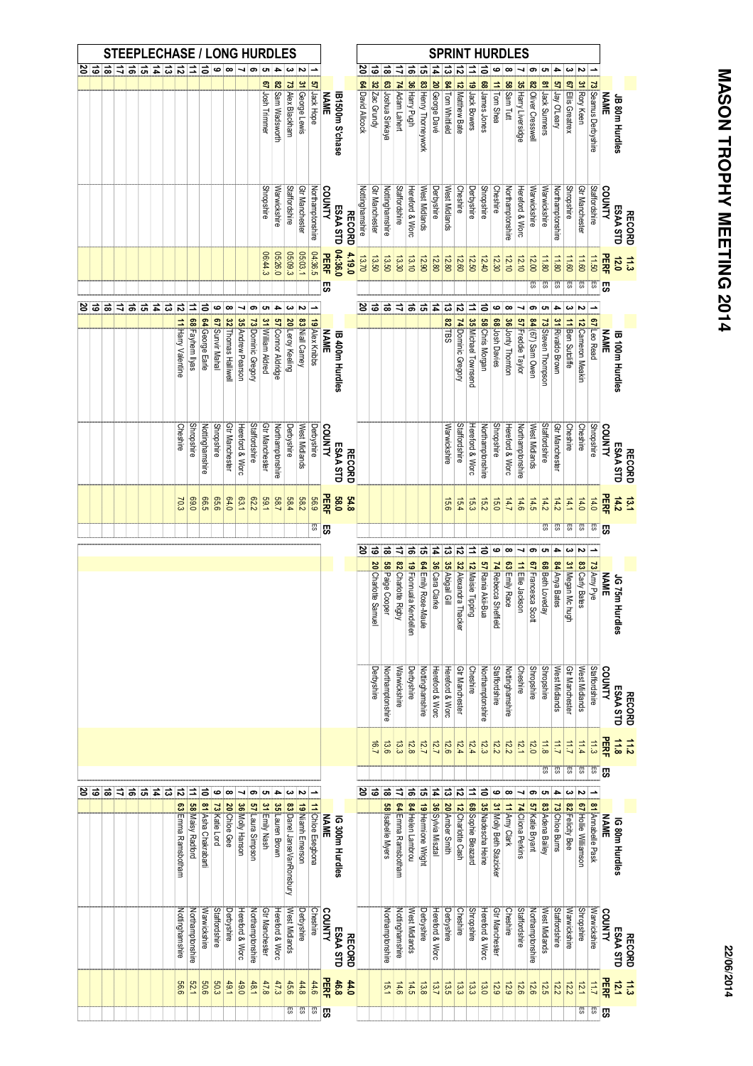# MASON TROPHY MEETING 2014

22/06/2014

## SPRINT HURDLES

### JB 80m Hurdles

RECORD 11.3 — ESAA STD 12.0

| | | NAME | COUNTY | PERF | ES |
|---|---|---|---|---|---|
| 1 | 73 | Seamus Derbyshire | Staffordshire | 11.50 | ES |
| 2 | 31 | Rory Keen | Gtr Manchester | 11.60 | ES |
| 3 | 67 | Ellis Greatrex | Shropshire | 11.60 | ES |
| 4 | 57 | Jay O'Leary | Northamptonshire | 11.80 | ES |
| 5 | 81 | Jack Summers | Warwickshire | 11.80 | ES |
| 6 | 82 | Oliver Cresswell | Warwickshire | 12.00 | ES |
| 7 | 35 | Harry Liversidge | Hereford & Worc | 12.10 | |
| 8 | 58 | Sam Tutt | Northamptonshire | 12.10 | |
| 9 | 11 | Tom Shea | Cheshire | 12.30 | |
| 10 | 68 | James Jones | Shropshire | 12.40 | |
| 11 | 19 | Jack Bowers | Derbyshire | 12.50 | |
| 12 | 12 | Matthew Bate | Cheshire | 12.60 | |
| 13 | 84 | Tom Whitfield | West Midlands | 12.80 | |
| 14 | 20 | George Davé | Derbyshire | 12.80 | |
| 15 | 83 | Henry Thorneywork | West Midlands | 12.90 | |
| 16 | 36 | Harry Pugh | Hereford & Worc | 13.10 | |
| 17 | 74 | Adam Lahert | Staffordshire | 13.30 | |
| 18 | 63 | Joshua Sinkaya | Nottinghamshire | 13.50 | |
| 19 | 32 | Zac Grundy | Gtr Manchester | 13.50 | |
| 20 | 64 | David Allcock | Nottinghamshire | 13.70 | |

### IB 100m Hurdles

RECORD 13.1 — ESAA STD 14.2

| | | NAME | COUNTY | PERF | ES |
|---|---|---|---|---|---|
| 1 | 67 | Leo Read | Shropshire | 14.0 | ES |
| 2 | 12 | Cameron Meakin | Cheshire | 14.0 | ES |
| 3 | 11 | Ben Sutcliffe | Cheshire | 14.1 | ES |
| 4 | 31 | Rivaldo Brown | Gtr Manchester | 14.2 | ES |
| 5 | 73 | Steven Thompson | Staffordshire | 14.2 | ES |
| 6 | 84 | (67) Sam Owen | West Midlands | 14.5 | |
| 7 | 57 | Freddie Taylor | Northamptonshire | 14.6 | |
| 8 | 36 | Jonty Thornton | Hereford & Worc | 14.7 | |
| 9 | 68 | Josh Davies | Shropshire | 15.0 | |
| 10 | 58 | Chris Morgan | Northamptonshire | 15.2 | |
| 11 | 35 | Michael Townsend | Hereford & Worc | 15.3 | |
| 12 | 74 | Dominic Gregory | Staffordshire | 15.4 | |
| 13 | 82 | TBS | Warwickshire | 15.6 | |
| 14 | | | | | |
| 15 | | | | | |
| 16 | | | | | |
| 17 | | | | | |
| 18 | | | | | |
| 19 | | | | | |
| 20 | | | | | |

### JG 75m Hurdles

RECORD 11.2 — ESAA STD 11.8

| | | NAME | COUNTY | PERF | ES |
|---|---|---|---|---|---|
| 1 | 73 | Amy Pye | Staffordshire | 11.3 | ES |
| 2 | 83 | Carly Bates | West Midlands | 11.4 | ES |
| 3 | 31 | Megan Mc hugh | Gtr Manchester | 11.7 | ES |
| 4 | 84 | Anya Bates | West Midlands | 11.7 | ES |
| 5 | 68 | Beth Loveday | Shropshire | 11.8 | ES |
| 6 | 67 | Francesca Scott | Shropshire | 12.0 | |
| 7 | 11 | Ellie Jackson | Cheshire | 12.1 | |
| 8 | 63 | Emily Race | Nottinghamshire | 12.2 | |
| 9 | 74 | Rebecca Sheffield | Staffordshire | 12.2 | |
| 10 | 57 | Rania Akii-Bua | Northamptonshire | 12.3 | |
| 11 | 12 | Maisie Tipping | Cheshire | 12.4 | |
| 12 | 32 | Alexandra Thacker | Gtr Manchester | 12.4 | |
| 13 | 35 | Abigail Gill | Hereford & Worc | 12.6 | |
| 14 | 36 | Cara Clarke | Hereford & Worc | 12.7 | |
| 15 | 64 | Emily Rose-Maude | Nottinghamshire | 12.7 | |
| 16 | 19 | Fionnuala Kendellen | Derbyshire | 12.8 | |
| 17 | 82 | Charlotte Rigby | Warwickshire | 13.3 | |
| 18 | 58 | Paige Cooper | Northamptonshire | 13.6 | |
| 19 | 20 | Charlotte Samuel | Derbyshire | 16.7 | |
| 20 | | | | | |

### IG 80m Hurdles

RECORD 11.3 — ESAA STD 12.1

| | | NAME | COUNTY | PERF | ES |
|---|---|---|---|---|---|
| 1 | 81 | Annabelle Pask | Warwickshire | 11.7 | ES |
| 2 | 67 | Hollie Williamson | Shropshire | 12.1 | ES |
| 3 | 82 | Felicity Bee | Warwickshire | 12.2 | |
| 4 | 73 | Chloe Burns | Staffordshire | 12.2 | |
| 5 | 83 | Adena Bailey | West Midlands | 12.5 | |
| 6 | 57 | Katie Bryant | Northamptonshire | 12.6 | |
| 7 | 74 | Ciona Perkins | Staffordshire | 12.6 | |
| 8 | 11 | Amy Clark | Cheshire | 12.9 | |
| 9 | 31 | Molly Beth Slazicker | Gtr Manchester | 12.9 | |
| 10 | 35 | Nadescha Heine | Hereford & Worc | 13.0 | |
| 11 | 68 | Sophie Bleazard | Shropshire | 13.3 | |
| 12 | 12 | Charlotte Cash | Cheshire | 13.3 | |
| 13 | 20 | Amber Smith | Derbyshire | 13.5 | |
| 14 | 36 | Sylvia Misztal | Hereford & Worc | 13.7 | |
| 15 | 16 | Hermione Wright | Derbyshire | 13.8 | |
| 16 | 84 | Helen Lambrou | West Midlands | 14.5 | |
| 17 | 64 | Emma Ramsbottam | Nottinghamshire | 14.6 | |
| 18 | 58 | Isabelle Myers | Northamptonshire | 15.1 | |
| 19 | | | | | |
| 20 | | | | | |

## STEEPLECHASE / LONG HURDLES

### IB1500m S'chase

RECORD 4.19.0 — ESAA STD 04:36.0

| | | NAME | COUNTY | PERF | ES |
|---|---|---|---|---|---|
| 1 | 57 | Jack Hope | Northamptonshire | 04:36.5 | |
| 2 | 31 | George Lewis | Gtr Manchester | 05:03.1 | |
| 3 | 73 | Alex Blackham | Staffordshire | 05:09.3 | |
| 4 | 82 | Sam Wadsworth | Warwickshire | 05:26.0 | |
| 5 | 67 | Josh Trimmer | Shropshire | 06:44.3 | |
| 6 | | | | | |
| 7 | | | | | |
| 8 | | | | | |
| 9 | | | | | |
| 10 | | | | | |
| 11 | | | | | |
| 12 | | | | | |
| 13 | | | | | |
| 14 | | | | | |
| 15 | | | | | |
| 16 | | | | | |
| 17 | | | | | |
| 18 | | | | | |
| 19 | | | | | |
| 20 | | | | | |

### IB 400m Hurdles

RECORD 54.8 — ESAA STD 58.0

| | | NAME | COUNTY | PERF | ES |
|---|---|---|---|---|---|
| 1 | 19 | Alex Knibbs | Derbyshire | 56.9 | ES |
| 2 | 83 | Niall Carney | West Midlands | 58.2 | |
| 3 | 20 | Leroy Keeling | Derbyshire | 58.4 | |
| 4 | 57 | Connor Aldridge | Northamptonshire | 58.7 | |
| 5 | 31 | William Aldred | Gtr Manchester | 59.1 | |
| 6 | 73 | Dominic Gregory | Staffordshire | 62.2 | |
| 7 | 35 | Andrew Pearson | Hereford & Worc | 63.1 | |
| 8 | 32 | Thomas Halliwell | Gtr Manchester | 64.0 | |
| 9 | 67 | Sunvir Mahal | Shropshire | 65.6 | |
| 10 | 64 | George Earle | Nottinghamshire | 66.5 | |
| 11 | 68 | Fayhem Ilyas | Shropshire | 69.0 | |
| 12 | 11 | Harry Valentine | Cheshire | 70.3 | |
| 13 | | | | | |
| 14 | | | | | |
| 15 | | | | | |
| 16 | | | | | |
| 17 | | | | | |
| 18 | | | | | |
| 19 | | | | | |
| 20 | | | | | |

### IG 300m Hurdles

RECORD 44.0 — ESAA STD 46.8

| | | NAME | COUNTY | PERF | ES |
|---|---|---|---|---|---|
| 1 | 11 | Chloe Esegbona | Cheshire | 44.6 | ES |
| 2 | 19 | Niamh Emerson | Derbyshire | 44.8 | ES |
| 3 | 83 | Danel JanseVanRonsbury | West Midlands | 45.6 | ES |
| 4 | 35 | Lauren Brown | Hereford & Worc | 47.3 | |
| 5 | 31 | Emily Nash | Gtr Manchester | 47.8 | |
| 6 | 57 | Laura Simpson | Northamptonshire | 48.1 | |
| 7 | 36 | Molly Hanson | Hereford & Worc | 49.0 | |
| 8 | 20 | Chloe Gee | Derbyshire | 49.1 | |
| 9 | 73 | Katie Lord | Staffordshire | 50.3 | |
| 10 | 81 | Asha Chakrabarti | Warwickshire | 50.6 | |
| 11 | 58 | Maisy Radford | Northamptonshire | 52.1 | |
| 12 | 63 | Emma Ramsbottam | Nottinghamshire | 56.6 | |
| 13 | | | | | |
| 14 | | | | | |
| 15 | | | | | |
| 16 | | | | | |
| 17 | | | | | |
| 18 | | | | | |
| 19 | | | | | |
| 20 | | | | | |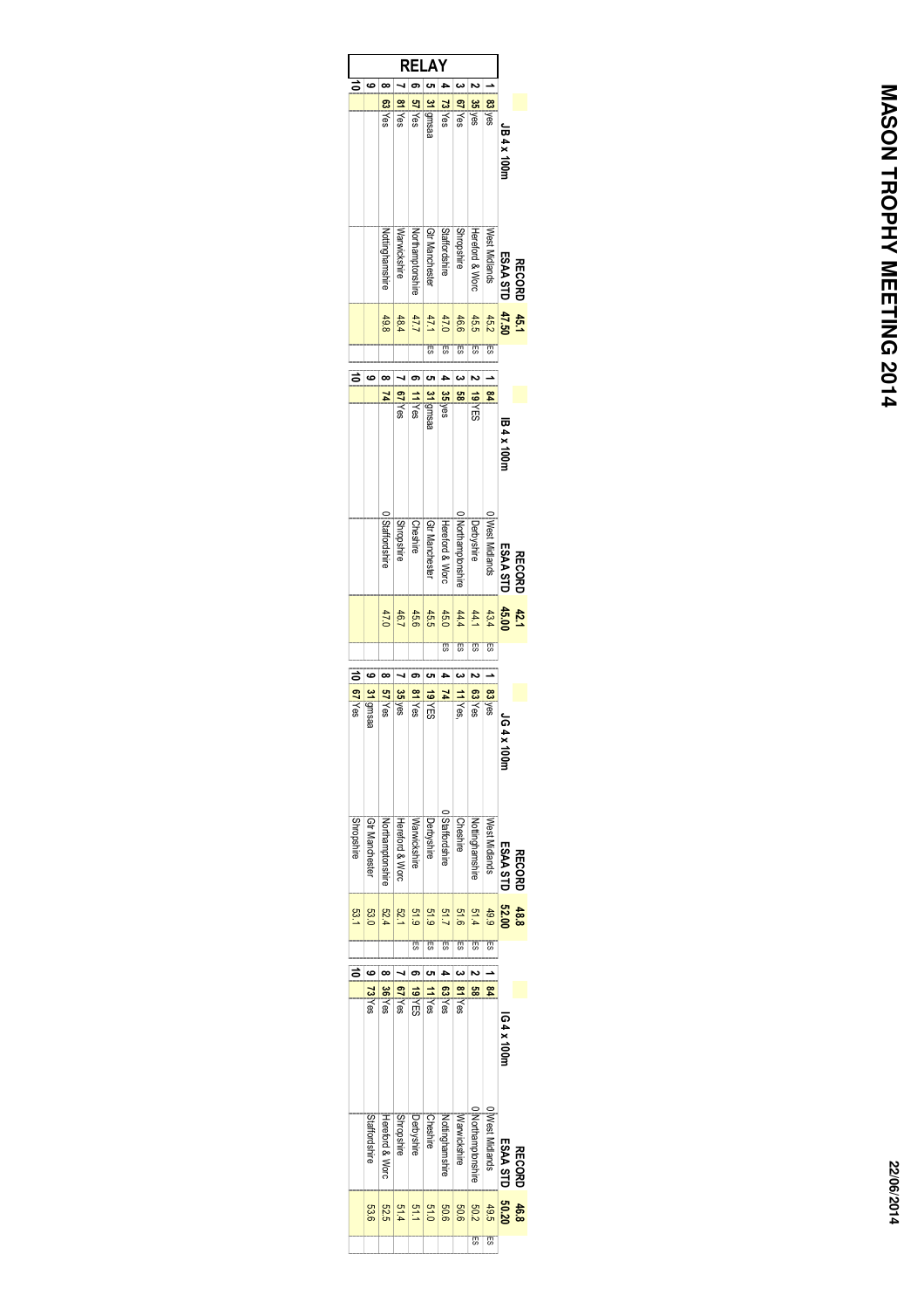# MASON TROPHY MEETING 2014

## RELAY

### JB 4 x 100m

RECORD 45.1
ESAA STD 47.50

| Pos | No | | | Team | Time | |
|---|---|---|---|---|---|---|
| 1 | 83 | yes | | West Midlands | 45.2 | ES |
| 2 | 35 | yes | | Hereford & Worc | 45.5 | ES |
| 3 | 67 | Yes | | Shropshire | 46.6 | ES |
| 4 | 73 | Yes | | Staffordshire | 47.0 | ES |
| 5 | 31 | gmsaa | | Gtr Manchester | 47.1 | ES |
| 6 | 57 | Yes | | Northamptonshire | 47.7 | |
| 7 | 81 | Yes | | Warwickshire | 48.4 | |
| 8 | 63 | Yes | | Nottinghamshire | 49.8 | |
| 9 | | | | | | |
| 10 | | | | | | |

### IB 4 x 100m

RECORD 42.1
ESAA STD 45.00

| Pos | No | | | Team | Time | |
|---|---|---|---|---|---|---|
| 1 | 84 | | 0 | West Midlands | 43.4 | ES |
| 2 | 19 | YES | | Derbyshire | 44.1 | ES |
| 3 | 58 | | 0 | Northamptonshire | 44.4 | ES |
| 4 | 35 | yes | | Hereford & Worc | 45.0 | ES |
| 5 | 31 | gmsaa | | Gtr Manchester | 45.5 | |
| 6 | 11 | Yes | | Cheshire | 45.6 | |
| 7 | 67 | Yes | | Shropshire | 46.7 | |
| 8 | 74 | | 0 | Staffordshire | 47.0 | |
| 9 | | | | | | |
| 10 | | | | | | |

### JG 4 x 100m

RECORD 48.8
ESAA STD 52.00

| Pos | No | | | Team | Time | |
|---|---|---|---|---|---|---|
| 1 | 83 | yes | | West Midlands | 49.9 | ES |
| 2 | 63 | Yes | | Nottinghamshire | 51.4 | ES |
| 3 | 11 | Yes, | | Cheshire | 51.6 | ES |
| 4 | 74 | | 0 | Staffordshire | 51.7 | ES |
| 5 | 19 | YES | | Derbyshire | 51.9 | ES |
| 6 | 81 | Yes | | Warwickshire | 51.9 | ES |
| 7 | 35 | yes | | Hereford & Worc | 52.1 | |
| 8 | 57 | Yes | | Northamptonshire | 52.4 | |
| 9 | 31 | gmsaa | | Gtr Manchester | 53.0 | |
| 10 | 67 | Yes | | Shropshire | 53.1 | |

### IG 4 x 100m

RECORD 46.8
ESAA STD 50.20

| Pos | No | | | Team | Time | |
|---|---|---|---|---|---|---|
| 1 | 84 | | 0 | West Midlands | 49.5 | ES |
| 2 | 58 | | 0 | Northamptonshire | 50.2 | ES |
| 3 | 81 | Yes | | Warwickshire | 50.6 | |
| 4 | 63 | Yes | | Nottinghamshire | 50.6 | |
| 5 | 11 | Yes | | Cheshire | 51.0 | |
| 6 | 19 | YES | | Derbyshire | 51.1 | |
| 7 | 67 | Yes | | Shropshire | 51.4 | |
| 8 | 36 | Yes | | Hereford & Worc | 52.5 | |
| 9 | 73 | Yes | | Staffordshire | 53.6 | |
| 10 | | | | | | |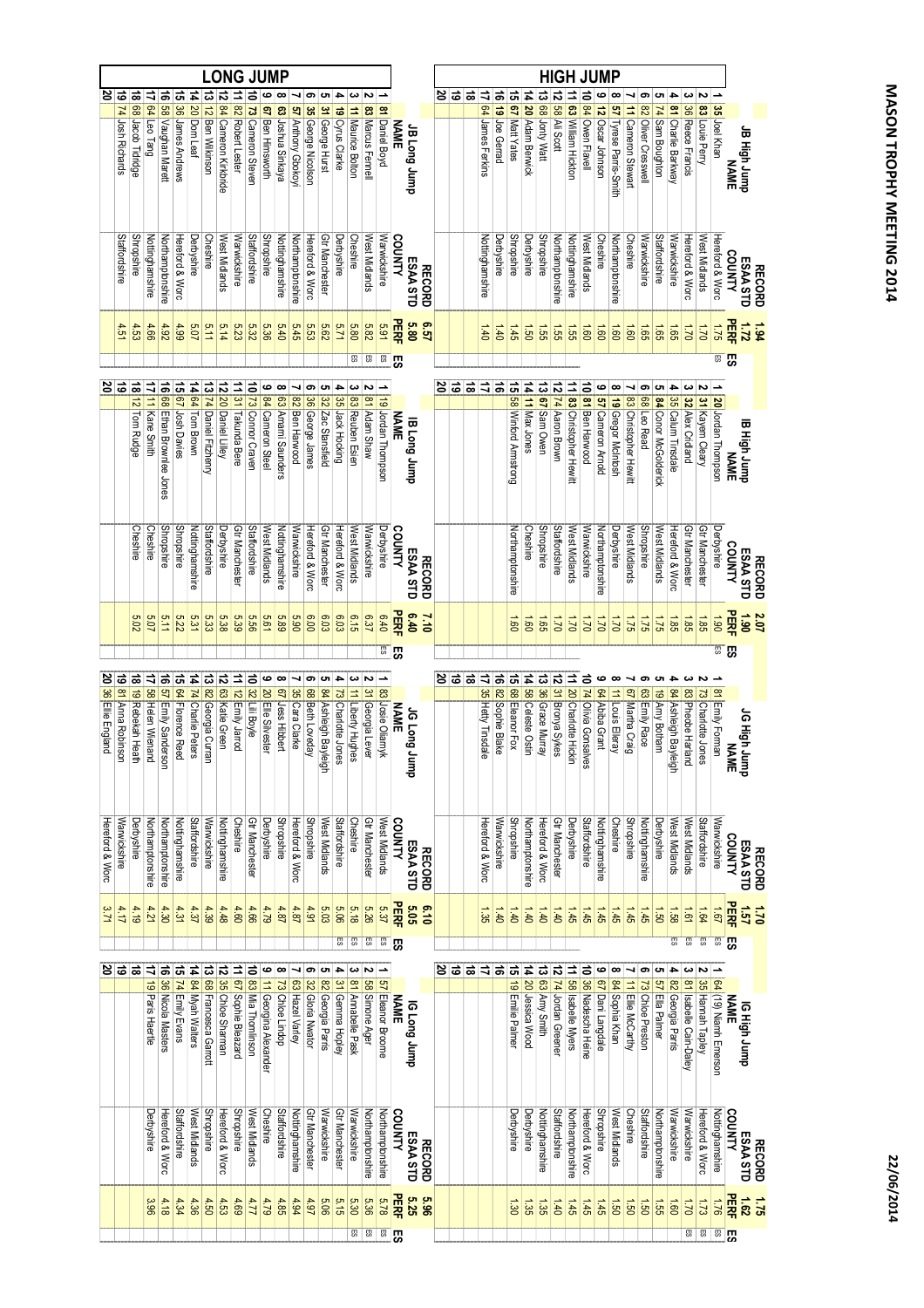# MASON TROPHY MEETING 2014

22/06/2014

## HIGH JUMP

**JB High Jump** — RECORD 1.94 — ESAA STD 1.72

| | NO | NAME | COUNTY | PERF | ES |
|---|---|---|---|---|---|
| 1 | 35 | Joel Khan | Hereford & Worc | 1.75 | ES |
| 2 | 83 | Louie Perry | West Midlands | 1.70 | |
| 3 | 36 | Reece Francis | Hereford & Worc | 1.70 | |
| 4 | 81 | Charlie Barkway | Warwickshire | 1.65 | |
| 5 | 74 | Sam Boughton | Staffordshire | 1.65 | |
| 6 | 82 | Oliver Cresswell | Warwickshire | 1.65 | |
| 7 | 11 | Cameron Stewart | Cheshire | 1.60 | |
| 8 | 57 | Tyrese Parris-Smith | Northamptonshire | 1.60 | |
| 9 | 12 | Oscar Johnson | Cheshire | 1.60 | |
| 10 | 84 | Owen Flavell | West Midlands | 1.60 | |
| 11 | 63 | William Hickton | Nottinghamshire | 1.55 | |
| 12 | 58 | Ali Scott | Northamptonshire | 1.55 | |
| 13 | 68 | Jordy Watt | Shropshire | 1.55 | |
| 14 | 20 | Adam Berwick | Derbyshire | 1.50 | |
| 15 | 67 | Matt Yates | Shropshire | 1.45 | |
| 16 | 19 | Joe Gerrard | Derbyshire | 1.40 | |
| 17 | 64 | James Ferkins | Nottinghamshire | 1.40 | |
| 18 | | | | | |
| 19 | | | | | |
| 20 | | | | | |

**IB High Jump** — RECORD 2.07 — ESAA STD 1.90

| | NO | NAME | COUNTY | PERF | ES |
|---|---|---|---|---|---|
| 1 | 20 | Jordan Thompson | Derbyshire | 1.90 | ES |
| 2 | 31 | Kayem Cleary | Gtr Manchester | 1.85 | |
| 3 | 32 | Alex Ordland | Gtr Manchester | 1.85 | |
| 4 | 35 | Calum Tinsdale | Hereford & Worc | 1.85 | |
| 5 | 84 | Conor McGoldenick | West Midlands | 1.75 | |
| 6 | 68 | Leo Read | Shropshire | 1.75 | |
| 7 | 83 | Christopher Hewitt | West Midlands | 1.75 | |
| 8 | 19 | Gregor McIntosh | Derbyshire | 1.70 | |
| 9 | 57 | Cameron Arnold | Northamptonshire | 1.70 | |
| 10 | 81 | Ben Harwood | Warwickshire | 1.70 | |
| 11 | 83 | Christopher Hewitt | West Midlands | 1.70 | |
| 12 | 74 | Aaron Brown | Staffordshire | 1.70 | |
| 13 | 67 | Sam Owen | Shropshire | 1.65 | |
| 14 | 11 | Max Jones | Cheshire | 1.60 | |
| 15 | 58 | Winford Armstrong | Northamptonshire | 1.60 | |
| 16 | | | | | |
| 17 | | | | | |
| 18 | | | | | |
| 19 | | | | | |
| 20 | | | | | |

**JG High Jump** — RECORD 1.70 — ESAA STD 1.57

| | NO | NAME | COUNTY | PERF | ES |
|---|---|---|---|---|---|
| 1 | 81 | Emily Forman | Warwickshire | 1.67 | ES |
| 2 | 73 | Charlotte Jones | Staffordshire | 1.64 | ES |
| 3 | 83 | Pheobe Harland | West Midlands | 1.61 | ES |
| 4 | 84 | Ashleigh Bayleigh | West Midlands | 1.58 | ES |
| 5 | 19 | Amy Botham | Derbyshire | 1.50 | |
| 6 | 63 | Emily Race | Nottinghamshire | 1.45 | |
| 7 | 67 | Martha Craig | Shropshire | 1.45 | |
| 8 | 11 | Louis Ellerary | Cheshire | 1.45 | |
| 9 | 64 | Abiba Grant | Nottinghamshire | 1.45 | |
| 10 | 74 | Olivia Gonsalves | Staffordshire | 1.45 | |
| 11 | 20 | Charlotte Hickin | Derbyshire | 1.45 | |
| 12 | 31 | Bronya Sykes | Gtr Manchester | 1.40 | |
| 13 | 36 | Grace Murray | Hereford & Worc | 1.40 | |
| 14 | 58 | Celeste Ostin | Northamptonshire | 1.40 | |
| 15 | 68 | Eleanor Fox | Shropshire | 1.40 | |
| 16 | 82 | Sophie Blake | Warwickshire | 1.40 | |
| 17 | 35 | Hetty Tinsdale | Hereford & Worc | 1.35 | |
| 18 | | | | | |
| 19 | | | | | |
| 20 | | | | | |

**IG High Jump** — RECORD 1.75 — ESAA STD 1.62

| | NO | NAME | COUNTY | PERF | ES |
|---|---|---|---|---|---|
| 1 | 64 | (19) Niamh Emerson | Nottinghamshire | 1.76 | ES |
| 2 | 35 | Hannah Tapley | Hereford & Worc | 1.73 | ES |
| 3 | 81 | Isabelle Cain-Daley | Warwickshire | 1.70 | ES |
| 4 | 82 | Georgia Parris | Warwickshire | 1.60 | |
| 5 | 57 | Ella Palmer | Northamptonshire | 1.55 | |
| 6 | 73 | Chloe Preston | Staffordshire | 1.50 | |
| 7 | 11 | Ellie McCarthy | Cheshire | 1.50 | |
| 8 | 84 | Sophia Khan | West Midlands | 1.50 | |
| 9 | 67 | Dani Langdale | Shropshire | 1.45 | |
| 10 | 36 | Nadescha Heine | Hereford & Worc | 1.45 | |
| 11 | 58 | Isabelle Myers | Northamptonshire | 1.45 | |
| 12 | 74 | Jordan Greener | Staffordshire | 1.40 | |
| 13 | 63 | Amy Smith | Nottinghamshire | 1.35 | |
| 14 | 20 | Jessica Wood | Derbyshire | 1.35 | |
| 15 | 19 | Emilie Palmer | Derbyshire | 1.30 | |
| 16 | | | | | |
| 17 | | | | | |
| 18 | | | | | |
| 19 | | | | | |
| 20 | | | | | |

## LONG JUMP

**JB Long Jump** — RECORD 6.57 — ESAA STD 5.80

| | NO | NAME | COUNTY | PERF | ES |
|---|---|---|---|---|---|
| 1 | 81 | Daniel Boyd | Warwickshire | 5.91 | ES |
| 2 | 83 | Marcus Fennell | West Midlands | 5.82 | ES |
| 3 | 11 | Maurice Bolton | Cheshire | 5.80 | ES |
| 4 | 19 | Cyrus Clarke | Derbyshire | 5.71 | |
| 5 | 31 | George Hurst | Gtr Manchester | 5.62 | |
| 6 | 35 | George Nicolson | Hereford & Worc | 5.53 | |
| 7 | 57 | Anthony Gbokoyi | Northamptonshire | 5.45 | |
| 8 | 63 | Joshua Sinkaya | Nottinghamshire | 5.40 | |
| 9 | 67 | Ben Himsworth | Shropshire | 5.36 | |
| 10 | 73 | Cameron Steven | Staffordshire | 5.32 | |
| 11 | 82 | Robert Lester | Warwickshire | 5.23 | |
| 12 | 84 | Cameron Kirkbride | West Midlands | 5.14 | |
| 13 | 12 | Ben Wilkinson | Cheshire | 5.11 | |
| 14 | 20 | Dom Leaf | Derbyshire | 5.07 | |
| 15 | 36 | James Andrews | Hereford & Worc | 4.99 | |
| 16 | 58 | Vaughan Marett | Northamptonshire | 4.92 | |
| 17 | 64 | Leo Tang | Nottinghamshire | 4.66 | |
| 18 | 68 | Jacob Tidridge | Shropshire | 4.53 | |
| 19 | 74 | Josh Ricrards | Staffordshire | 4.51 | |
| 20 | | | | | |

**IB Long Jump** — RECORD 7.10 — ESAA STD 6.40

| | NO | NAME | COUNTY | PERF | ES |
|---|---|---|---|---|---|
| 1 | 19 | Jordan Thompson | Derbyshire | 6.40 | ES |
| 2 | 81 | Adam Shaw | Warwickshire | 6.37 | |
| 3 | 83 | Reuben Esien | West Midlands | 6.15 | |
| 4 | 35 | Jack Hocking | Hereford & Worc | 6.03 | |
| 5 | 32 | Zac Stansfield | Gtr Manchester | 6.03 | |
| 6 | 36 | George James | Hereford & Worc | 6.00 | |
| 7 | 82 | Ben Harwood | Warwickshire | 5.90 | |
| 8 | 63 | Amami Saunders | Nottinghamshire | 5.89 | |
| 9 | 84 | Cameron Steel | West Midlands | 5.61 | |
| 10 | 73 | Connor Craven | Staffordshire | 5.56 | |
| 11 | 31 | Takunda Bere | Gtr Manchester | 5.39 | |
| 12 | 20 | Daniel Lilley | Derbyshire | 5.38 | |
| 13 | 74 | Daniel Fitzhenry | Staffordshire | 5.33 | |
| 14 | 64 | Tom Brown | Nottinghamshire | 5.31 | |
| 15 | 67 | Josh Davies | Shropshire | 5.22 | |
| 16 | 68 | Ethan Brownlee Jones | Shropshire | 5.11 | |
| 17 | 11 | Kane Smith | Cheshire | 5.07 | |
| 18 | 12 | Tom Rudge | Cheshire | 5.02 | |
| 19 | | | | | |
| 20 | | | | | |

**JG Long Jump** — RECORD 6.10 — ESAA STD 5.05

| | NO | NAME | COUNTY | PERF | ES |
|---|---|---|---|---|---|
| 1 | 83 | Josie Oliarnyk | West Midlands | 5.37 | ES |
| 2 | 31 | Georgia Lever | Gtr Manchester | 5.26 | ES |
| 3 | 11 | Liberty Hughes | Cheshire | 5.18 | ES |
| 4 | 73 | Charlotte Jones | Staffordshire | 5.06 | ES |
| 5 | 84 | Ashleigh Bayleigh | West Midlands | 5.03 | |
| 6 | 68 | Beth Loveday | Shropshire | 4.91 | |
| 7 | 35 | Cara Clarke | Hereford & Worc | 4.87 | |
| 8 | 67 | Jess Hibbert | Shropshire | 4.87 | |
| 9 | 20 | Ellie Silvester | Derbyshire | 4.79 | |
| 10 | 32 | Lili Boyle | Gtr Manchester | 4.66 | |
| 11 | 12 | Emily Jarrod | Cheshire | 4.60 | |
| 12 | 63 | Katie Green | Nottinghamshire | 4.48 | |
| 13 | 82 | Georgia Curran | Warwickshire | 4.39 | |
| 14 | 74 | Charlie Peters | Staffordshire | 4.37 | |
| 15 | 64 | Florence Reed | Nottinghamshire | 4.31 | |
| 16 | 57 | Emily Sanderson | Northamptonshire | 4.30 | |
| 17 | 58 | Helen Wienand | Northamptonshire | 4.21 | |
| 18 | 19 | Rebekah Heath | Derbyshire | 4.19 | |
| 19 | 81 | Anna Robinson | Warwickshire | 4.17 | |
| 20 | 36 | Ellie England | Hereford & Worc | 3.71 | |

**IG Long Jump** — RECORD 5.96 — ESAA STD 5.25

| | NO | NAME | COUNTY | PERF | ES |
|---|---|---|---|---|---|
| 1 | 57 | Eleanor Broome | Northamptonshire | 5.78 | ES |
| 2 | 58 | Simone Ager | Northamptonshire | 5.36 | ES |
| 3 | 81 | Annabelle Pask | Warwickshire | 5.30 | ES |
| 4 | 31 | Gemma Hopley | Gtr Manchester | 5.15 | |
| 5 | 82 | Georgia Parris | Warwickshire | 5.06 | |
| 6 | 32 | Gloria Nwator | Gtr Manchester | 4.97 | |
| 7 | 63 | Hazel Varley | Nottinghamshire | 4.94 | |
| 8 | 73 | Chloe Lindop | Staffordshire | 4.85 | |
| 9 | 11 | Georgina Alexander | Cheshire | 4.79 | |
| 10 | 83 | Mia Thomlinson | West Midlands | 4.77 | |
| 11 | 67 | Sophie Bleazard | Shropshire | 4.69 | |
| 12 | 35 | Chloe Sharman | Hereford & Worc | 4.53 | |
| 13 | 68 | Francesca Garrott | Shropshire | 4.50 | |
| 14 | 84 | Myah Walters | West Midlands | 4.36 | |
| 15 | 74 | Emily Evans | Staffordshire | 4.34 | |
| 16 | 36 | Nicola Masters | Hereford & Worc | 4.18 | |
| 17 | 19 | Paris Heertle | Derbyshire | 3.96 | |
| 18 | | | | | |
| 19 | | | | | |
| 20 | | | | | |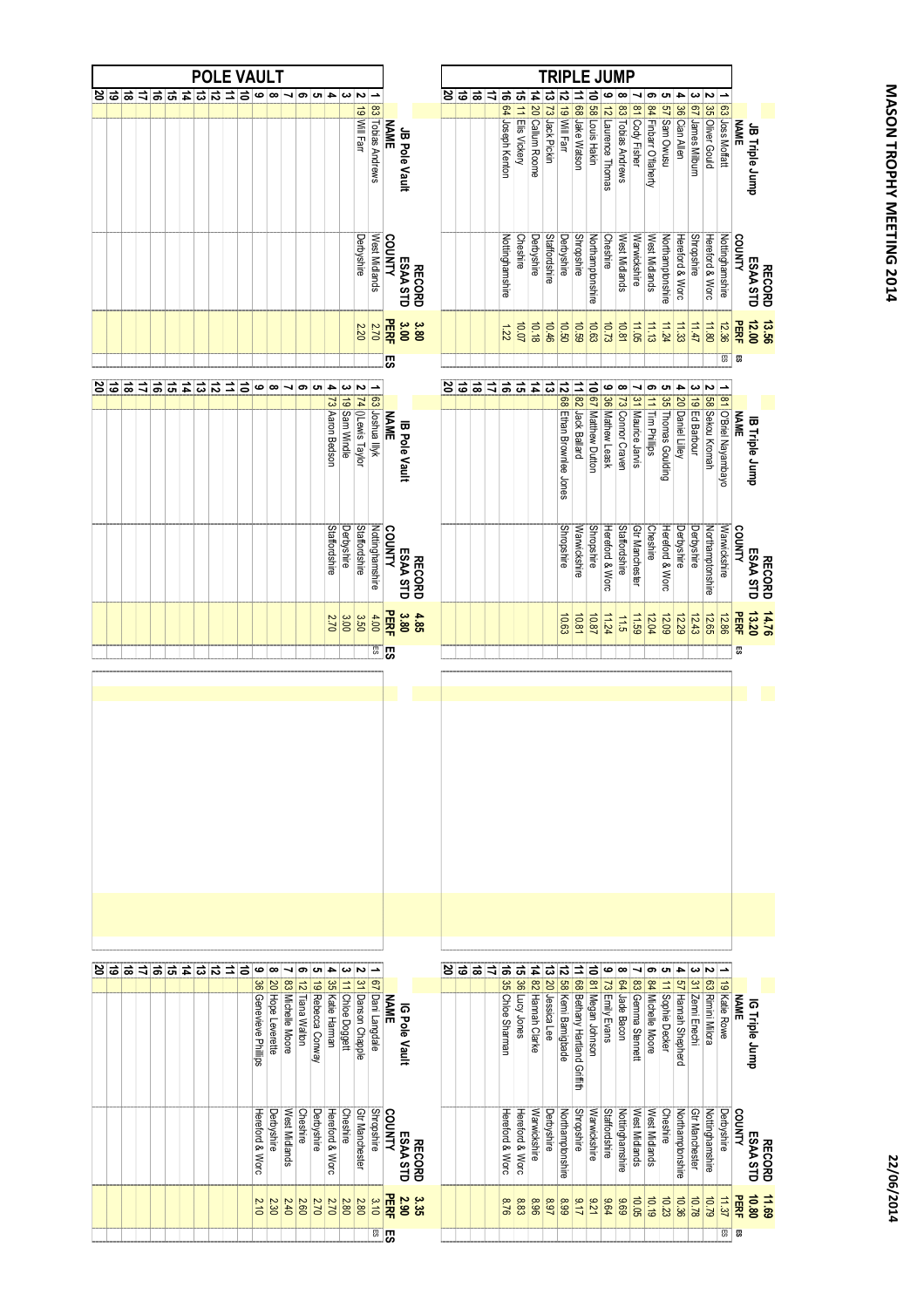# MASON TROPHY MEETING 2014

22/06/2014

## TRIPLE JUMP

### JB Triple Jump

RECORD 13.56 — ESAA STD 12.00

| | No | NAME | COUNTY | PERF | ES |
|---|---|---|---|---|---|
| 1 | 63 | Joss Moffatt | Nottinghamshire | 12.36 | ES |
| 2 | 35 | Oliver Gould | Hereford & Worc | 11.80 | |
| 3 | 67 | James Milburn | Shropshire | 11.47 | |
| 4 | 36 | Cian Allen | Hereford & Worc | 11.33 | |
| 5 | 57 | Sam Owusu | Northamptonshire | 11.24 | |
| 6 | 84 | Finbarr O'flaherty | West Midlands | 11.13 | |
| 7 | 81 | Cody Fisher | Warwickshire | 11.05 | |
| 8 | 83 | Tobias Andrews | West Midlands | 10.81 | |
| 9 | 12 | Laurence Thomas | Cheshire | 10.73 | |
| 10 | 58 | Louis Hakin | Northamptonshire | 10.63 | |
| 11 | 68 | Jake Watson | Shropshire | 10.59 | |
| 12 | 19 | Will Farr | Derbyshire | 10.50 | |
| 13 | 73 | Jack Pickin | Staffordshire | 10.46 | |
| 14 | 20 | Callum Roome | Derbyshire | 10.18 | |
| 15 | 11 | Ellis Vickery | Cheshire | 10.07 | |
| 16 | 64 | Joseph Kenton | Nottinghamshire | 1.22 | |
| 17 | | | | | |
| 18 | | | | | |
| 19 | | | | | |
| 20 | | | | | |

### IB Triple Jump

RECORD 14.76 — ESAA STD 13.20

| | No | NAME | COUNTY | PERF | ES |
|---|---|---|---|---|---|
| 1 | 81 | O'Briel Nayambayo | Warwickshire | 12.86 | |
| 2 | 58 | Sekou Kromah | Northamptonshire | 12.65 | |
| 3 | 19 | Ed Barbour | Derbyshire | 12.43 | |
| 4 | 20 | Daniel Lilley | Derbyshire | 12.29 | |
| 5 | 35 | Thomas Goulding | Hereford & Worc | 12.09 | |
| 6 | 11 | Tim Phillips | Cheshire | 12.04 | |
| 7 | 31 | Maurice Jarvis | Gtr Manchester | 11.59 | |
| 8 | 73 | Connor Craven | Staffordshire | 11.5 | |
| 9 | 36 | Mathew Leask | Hereford & Worc | 11.24 | |
| 10 | 67 | Matthew Dutton | Shropshire | 10.87 | |
| 11 | 82 | Jack Ballard | Warwickshire | 10.81 | |
| 12 | 68 | Ethan Brownlee Jones | Shropshire | 10.63 | |
| 13 | | | | | |
| 14 | | | | | |
| 15 | | | | | |
| 16 | | | | | |
| 17 | | | | | |
| 18 | | | | | |
| 19 | | | | | |
| 20 | | | | | |

### IG Triple Jump

RECORD 11.69 — ESAA STD 10.80

| | No | NAME | COUNTY | PERF | ES |
|---|---|---|---|---|---|
| 1 | 19 | Katie Rowe | Derbyshire | 11.37 | ES |
| 2 | 63 | Rimini Mitora | Nottinghamshire | 10.79 | |
| 3 | 31 | Zenni Enechi | Gtr Manchester | 10.78 | |
| 4 | 57 | Hannah Shepherd | Northamptonshire | 10.36 | |
| 5 | 11 | Sophie Decker | Cheshire | 10.23 | |
| 6 | 84 | Michelle Moore | West Midlands | 10.19 | |
| 7 | 83 | Gemma Sennett | West Midlands | 10.05 | |
| 8 | 64 | Jade Bacon | Nottinghamshire | 9.69 | |
| 9 | 73 | Emily Evans | Staffordshire | 9.64 | |
| 10 | 81 | Megan Johnson | Warwickshire | 9.21 | |
| 11 | 68 | Bethany Hartland Griffith | Shropshire | 9.17 | |
| 12 | 58 | Kemi Bamgbade | Northamptonshire | 8.99 | |
| 13 | 20 | Jessica Lee | Derbyshire | 8.97 | |
| 14 | 82 | Hannah Clarke | Warwickshire | 8.96 | |
| 15 | 36 | Lucy Jones | Hereford & Worc | 8.83 | |
| 16 | 35 | Chloe Sharman | Hereford & Worc | 8.76 | |
| 17 | | | | | |
| 18 | | | | | |
| 19 | | | | | |
| 20 | | | | | |

## POLE VAULT

### JB Pole Vault

RECORD 3.80 — ESAA STD 3.00

| | No | NAME | COUNTY | PERF | ES |
|---|---|---|---|---|---|
| 1 | 83 | Tobias Andrews | West Midlands | 2.70 | |
| 2 | 19 | Will Farr | Derbyshire | 2.20 | |
| 3–20 | | | | | |

### IB Pole Vault

RECORD 4.85 — ESAA STD 3.80

| | No | NAME | COUNTY | PERF | ES |
|---|---|---|---|---|---|
| 1 | 63 | Joshua Illyk | Nottinghamshire | 4.00 | ES |
| 2 | 74 | (J)Lewis Taylor | Staffordshire | 3.50 | |
| 3 | 19 | Sam Windle | Derbyshire | 3.00 | |
| 4 | 73 | Aaron Bedson | Staffordshire | 2.70 | |
| 5–20 | | | | | |

### IG Pole Vault

RECORD 3.35 — ESAA STD 2.90

| | No | NAME | COUNTY | PERF | ES |
|---|---|---|---|---|---|
| 1 | 67 | Dani Langdale | Shropshire | 3.10 | ES |
| 2 | 31 | Danson Chapple | Gtr Manchester | 2.80 | |
| 3 | 11 | Chloe Doggett | Cheshire | 2.80 | |
| 4 | 35 | Katie Harman | Hereford & Worc | 2.70 | |
| 5 | 19 | Rebecca Conway | Derbyshire | 2.70 | |
| 6 | 12 | Tiana Walton | Cheshire | 2.60 | |
| 7 | 83 | Michelle Moore | West Midlands | 2.40 | |
| 8 | 20 | Hope Leverette | Derbyshire | 2.30 | |
| 9 | 36 | Genevieve Phillips | Hereford & Worc | 2.10 | |
| 10–20 | | | | | |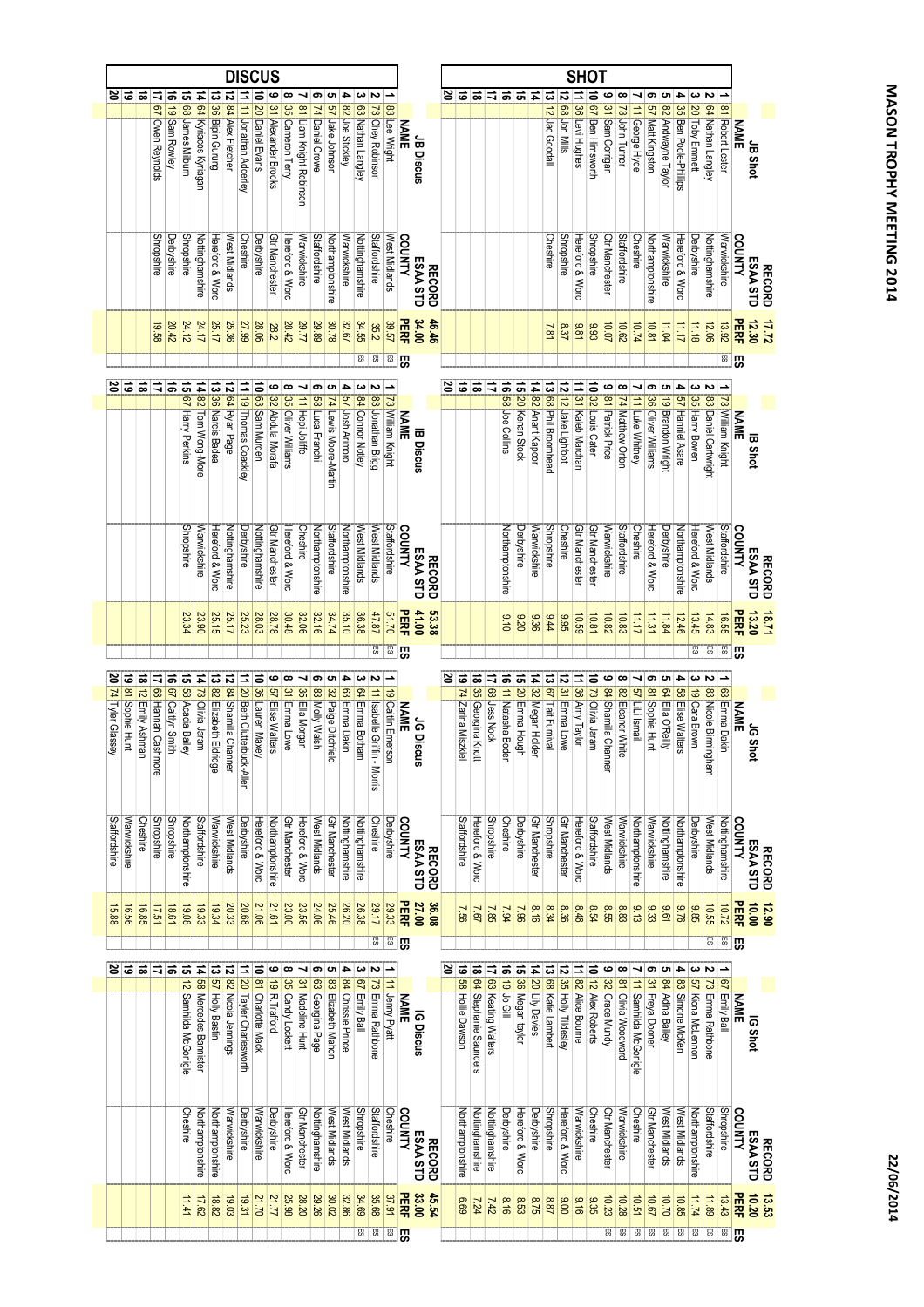# MASON TROPHY MEETING 2014

22/06/2014

## SHOT

### JB Shot

RECORD 17.72 · ESAA STD 12.30

| | | NAME | COUNTY | PERF | ES |
|---|---|---|---|---|---|
| 1 | 81 | Robert Lester | Warwickshire | 13.92 | ES |
| 2 | 64 | Nathan Langley | Nottinghamshire | 12.06 | |
| 3 | 20 | Toby Emmett | Derbyshire | 11.18 | |
| 4 | 35 | Ben Poole-Phillips | Hereford & Worc | 11.17 | |
| 5 | 82 | Andwayne Taylor | Warwickshire | 11.04 | |
| 6 | 57 | Matt Kingston | Northamptonshire | 10.81 | |
| 7 | 11 | George Hyde | Cheshire | 10.74 | |
| 8 | 73 | John Turner | Staffordshire | 10.62 | |
| 9 | 31 | Sam Corrigan | Gtr Manchester | 10.07 | |
| 10 | 67 | Ben Himsworth | Shropshire | 9.93 | |
| 11 | 36 | Levi Hughes | Hereford & Worc | 9.81 | |
| 12 | 68 | Jon Mills | Shropshire | 8.37 | |
| 13 | 12 | Jac Goodall | Cheshire | 7.81 | |
| 14 | | | | | |
| 15 | | | | | |
| 16 | | | | | |
| 17 | | | | | |
| 18 | | | | | |
| 19 | | | | | |
| 20 | | | | | |

### IB Shot

RECORD 18.71 · ESAA STD 13.20

| | | NAME | COUNTY | PERF | ES |
|---|---|---|---|---|---|
| 1 | 73 | William Knight | Staffordshire | 16.55 | ES |
| 2 | 83 | Daniel Cartwright | West Midlands | 14.83 | ES |
| 3 | 35 | Harry Bowen | Hereford & Worc | 13.45 | ES |
| 4 | 57 | Hannel Asare | Northamptonshire | 12.46 | |
| 5 | 19 | Brandon Wright | Derbyshire | 11.84 | |
| 6 | 36 | Oliver Williams | Hereford & Worc | 11.31 | |
| 7 | 11 | Luke Whitney | Cheshire | 11.17 | |
| 8 | 74 | Matthew Orton | Staffordshire | 10.83 | |
| 9 | 81 | Patrick Price | Warwickshire | 10.82 | |
| 10 | 32 | Louis Cater | Gtr Manchester | 10.81 | |
| 11 | 31 | Kaleb Marchan | Gtr Manchester | 10.59 | |
| 12 | 12 | Jake Lightfoot | Cheshire | 9.95 | |
| 13 | 68 | Phil Broomhead | Shropshire | 9.44 | |
| 14 | 82 | Anant Kapoor | Warwickshire | 9.36 | |
| 15 | 20 | Keiran Stock | Derbyshire | 9.20 | |
| 16 | 58 | Joe Collins | Northamptonshire | 9.10 | |
| 17 | | | | | |
| 18 | | | | | |
| 19 | | | | | |
| 20 | | | | | |

### JG Shot

RECORD 12.90 · ESAA STD 10.00

| | | NAME | COUNTY | PERF | ES |
|---|---|---|---|---|---|
| 1 | 63 | Emma Dakin | Nottinghamshire | 10.72 | ES |
| 2 | 83 | Nicole Birmingham | West Midlands | 10.55 | ES |
| 3 | 19 | Cara Brown | Derbyshire | 9.85 | |
| 4 | 58 | Elise Walters | Northamptonshire | 9.76 | |
| 5 | 64 | Ella O'Reilly | Nottinghamshire | 9.61 | |
| 6 | 81 | Sophie Hunt | Warwickshire | 9.33 | |
| 7 | 57 | Lili Ismail | Northamptonshire | 9.13 | |
| 8 | 82 | Eleanor White | Warwickshire | 8.83 | |
| 9 | 84 | Shamilla Channer | West Midlands | 8.55 | |
| 10 | 73 | Olivia Jaram | Staffordshire | 8.54 | |
| 11 | 36 | Amy Taylor | Hereford & Worc | 8.46 | |
| 12 | 31 | Emma Lowe | Gtr Manchester | 8.36 | |
| 13 | 67 | Tait Furnival | Shropshire | 8.34 | |
| 14 | 32 | Megan Holder | Gtr Manchester | 8.16 | |
| 15 | 20 | Emma Hough | Derbyshire | 7.96 | |
| 16 | 11 | Natasha Boden | Cheshire | 7.94 | |
| 17 | 68 | Jess Nock | Shropshire | 7.85 | |
| 18 | 35 | Georgina Knott | Hereford & Worc | 7.67 | |
| 19 | 74 | Zarina Miszkiel | Staffordshire | 7.56 | |
| 20 | | | | | |

### IG Shot

RECORD 13.53 · ESAA STD 10.20

| | | NAME | COUNTY | PERF | ES |
|---|---|---|---|---|---|
| 1 | 67 | Emily Ball | Shropshire | 13.43 | ES |
| 2 | 73 | Emma Rathbone | Staffordshire | 11.89 | ES |
| 3 | 57 | Kiona McLennon | Northamptonshire | 11.74 | ES |
| 4 | 83 | Simone McKen | West Midlands | 10.85 | ES |
| 5 | 84 | Adina Bailey | West Midlands | 10.70 | ES |
| 6 | 31 | Freya Dooner | Gtr Manchester | 10.67 | ES |
| 7 | 11 | Samhilda McGongle | Cheshire | 10.51 | ES |
| 8 | 81 | Olivia Woodward | Warwickshire | 10.28 | ES |
| 9 | 32 | Grace Mundy | Gtr Manchester | 10.23 | ES |
| 10 | 12 | Alex Roberts | Cheshire | 9.35 | |
| 11 | 82 | Alice Bourne | Warwickshire | 9.16 | |
| 12 | 35 | Holly Tildesley | Hereford & Worc | 9.00 | |
| 13 | 68 | Katie Lambert | Shropshire | 8.87 | |
| 14 | 20 | Lily Davies | Derbyshire | 8.75 | |
| 15 | 36 | Megan taylor | Hereford & Worc | 8.53 | |
| 16 | 19 | Jo Gill | Derbyshire | 8.16 | |
| 17 | 63 | Keating Walters | Nottinghamshire | 7.42 | |
| 18 | 64 | Stephanie Saunders | Nottinghamshire | 7.24 | |
| 19 | 58 | Hollie Dawson | Northamptonshire | 6.69 | |
| 20 | | | | | |

## DISCUS

### JB Discus

RECORD 46.46 · ESAA STD 34.00

| | | NAME | COUNTY | PERF | ES |
|---|---|---|---|---|---|
| 1 | 83 | Lee Wright | West Midlands | 39.57 | ES |
| 2 | 73 | Chey Robinson | Staffordshire | 35.2 | ES |
| 3 | 63 | Nathan Langley | Nottinghamshire | 34.55 | ES |
| 4 | 82 | Joe Stickley | Warwickshire | 32.67 | |
| 5 | 57 | Jake Johnson | Northamptonshire | 30.78 | |
| 6 | 74 | Daniel Crowe | Staffordshire | 29.89 | |
| 7 | 81 | Liam Knight-Robinson | Warwickshire | 29.77 | |
| 8 | 35 | Cameron Terry | Hereford & Worc | 28.42 | |
| 9 | 31 | Alexander Brooks | Gtr Manchester | 28.2 | |
| 10 | 20 | Daniel Evans | Derbyshire | 28.06 | |
| 11 | 11 | Jonathan Adderley | Cheshire | 27.99 | |
| 12 | 84 | Alex Fletcher | West Midlands | 25.36 | |
| 13 | 36 | Bipin Gurung | Hereford & Worc | 25.17 | |
| 14 | 64 | Kyriacos Kyriagan | Nottinghamshire | 24.17 | |
| 15 | 68 | James Milburn | Shropshire | 24.12 | |
| 16 | 19 | Sam Rowley | Derbyshire | 20.42 | |
| 17 | 67 | Owen Reynolds | Shropshire | 19.58 | |
| 18 | | | | | |
| 19 | | | | | |
| 20 | | | | | |

### IB Discus

RECORD 53.38 · ESAA STD 41.00

| | | NAME | COUNTY | PERF | ES |
|---|---|---|---|---|---|
| 1 | 73 | William Knight | Staffordshire | 51.70 | ES |
| 2 | 83 | Jonathan Brigg | West Midlands | 47.87 | ES |
| 3 | 84 | Connor Notley | West Midlands | 36.38 | |
| 4 | 57 | Josh Arimoro | Northamptonshire | 35.10 | |
| 5 | 74 | Lewis Moore-Martin | Staffordshire | 34.74 | |
| 6 | 58 | Luca Franchi | Northamptonshire | 32.16 | |
| 7 | 11 | Hepi Joliffe | Cheshire | 32.06 | |
| 8 | 35 | Oliver Williams | Hereford & Worc | 30.48 | |
| 9 | 32 | Abdula Morafa | Gtr Manchester | 28.78 | |
| 10 | 63 | Sam Murden | Nottinghamshire | 28.03 | |
| 11 | 19 | Thomas Coackley | Derbyshire | 25.23 | |
| 12 | 64 | Ryan Page | Nottinghamshire | 25.17 | |
| 13 | 36 | Narcis Badea | Hereford & Worc | 25.15 | |
| 14 | 82 | Tom Wong-More | Warwickshire | 23.90 | |
| 15 | 67 | Harry Perkins | Shropshire | 23.34 | |
| 16 | | | | | |
| 17 | | | | | |
| 18 | | | | | |
| 19 | | | | | |
| 20 | | | | | |

### JG Discus

RECORD 36.08 · ESAA STD 27.00

| | | NAME | COUNTY | PERF | ES |
|---|---|---|---|---|---|
| 1 | 19 | Caitlin Emerson | Derbyshire | 29.33 | ES |
| 2 | 11 | Isabelle Griffin - Morris | Cheshire | 29.17 | ES |
| 3 | 64 | Emma Botham | Nottinghamshire | 26.38 | |
| 4 | 63 | Emma Dakin | Nottinghamshire | 26.20 | |
| 5 | 32 | Paige Ditchfield | Gtr Manchester | 25.46 | |
| 6 | 83 | Molly Walsh | West Midlands | 24.06 | |
| 7 | 35 | Ella Morgan | Hereford & Worc | 23.56 | |
| 8 | 31 | Emma Lowe | Gtr Manchester | 23.00 | |
| 9 | 57 | Elise Walters | Northamptonshire | 21.61 | |
| 10 | 36 | Lauren Maxey | Hereford & Worc | 21.06 | |
| 11 | 20 | Beth Clutterbuck-Allen | Derbyshire | 20.68 | |
| 12 | 84 | Shamilla Channer | West Midlands | 20.33 | |
| 13 | 82 | Elizabeth Eldridge | Warwickshire | 19.34 | |
| 14 | 73 | Olivia Jaram | Staffordshire | 19.33 | |
| 15 | 58 | Acacia Bailey | Northamptonshire | 19.08 | |
| 16 | 67 | Caitlyn Smith | Shropshire | 18.61 | |
| 17 | 68 | Hannah Cashmore | Shropshire | 17.51 | |
| 18 | 12 | Emily Ashman | Cheshire | 16.85 | |
| 19 | 81 | Sophie Hunt | Warwickshire | 16.56 | |
| 20 | 74 | Tyler Glassey | Staffordshire | 15.88 | |

### IG Discus

RECORD 45.54 · ESAA STD 33.00

| | | NAME | COUNTY | PERF | ES |
|---|---|---|---|---|---|
| 1 | 11 | Jenny Pyatt | Cheshire | 37.91 | ES |
| 2 | 73 | Emma Rathbone | Staffordshire | 35.68 | ES |
| 3 | 67 | Emily Ball | Shropshire | 34.69 | ES |
| 4 | 84 | Chrissie Prince | West Midlands | 32.86 | |
| 5 | 83 | Elizabeth Mahon | West Midlands | 30.02 | |
| 6 | 63 | Georgina Page | Nottinghamshire | 29.26 | |
| 7 | 31 | Madeline Hunt | Gtr Manchester | 28.20 | |
| 8 | 35 | Candy Lockett | Hereford & Worc | 25.98 | |
| 9 | 19 | R.Trafford | Derbyshire | 21.77 | |
| 10 | 81 | Charlotte Mack | Warwickshire | 21.70 | |
| 11 | 20 | Tayler Charlesworth | Derbyshire | 19.31 | |
| 12 | 82 | Nicola Jennings | Warwickshire | 19.03 | |
| 13 | 57 | Holly Bastin | Northamptonshire | 18.82 | |
| 14 | 58 | Mercedes Bannister | Northamptonshire | 17.62 | |
| 15 | 12 | Samhilda McGongle | Cheshire | 11.41 | |
| 16 | | | | | |
| 17 | | | | | |
| 18 | | | | | |
| 19 | | | | | |
| 20 | | | | | |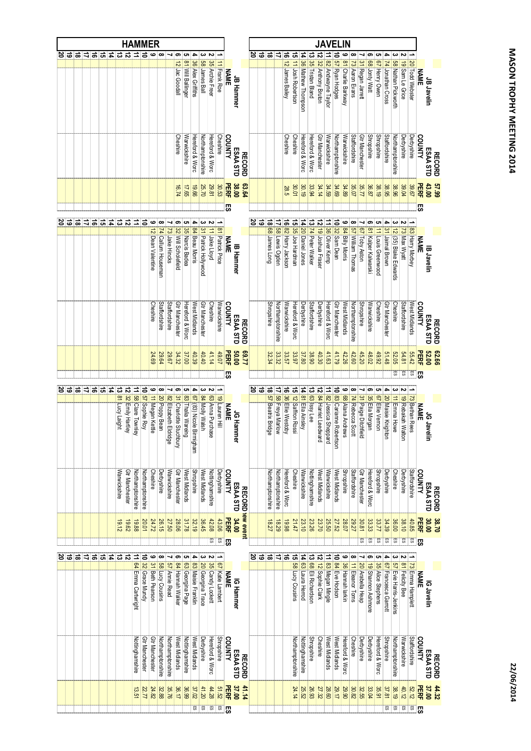# MASON TROPHY MEETING 2014

22/06/2014

## JAVELIN

### JB Javelin

RECORD 57.99 | ESAA STD 43.00

| | | NAME | COUNTY | PERF | ES |
|---|---|---|---|---|---|
| 1 | 20 | Todd Webster | Derbyshire | 39.67 | |
| 2 | 19 | Sam Le Grice | Derbyshire | 39.04 | |
| 3 | 58 | Nathan Pickworth | Northamptonshire | 38.96 | |
| 4 | 74 | Jonathan Cross | Staffordshire | 38.96 | |
| 5 | 67 | Henry Owen | Shropshire | 38.19 | |
| 6 | 68 | Jonty Watt | Shropshire | 36.87 | |
| 7 | 31 | Regan Jarrett | Gtr Manchester | 35.77 | |
| 8 | 73 | Aaron Evans | Staffordshire | 35.07 | |
| 9 | 81 | Charlie Barkway | Warwickshire | 34.89 | |
| 10 | 57 | Ryan Hodges | Northamptonshire | 34.69 | |
| 11 | 82 | Andwayne Taylor | Warwickshire | 34.59 | |
| 12 | 32 | Anthony Bruton | Gtr Manchester | 34.14 | |
| 13 | 35 | Tristan Bland | Hereford & Worc | 33.94 | |
| 14 | 36 | Mathew Thompson | Hereford & Worc | 30.19 | |
| 15 | 11 | Josh Robertson | Cheshire | 30.01 | |
| 16 | 12 | James Bailey | Cheshire | 28.5 | |
| 17 | | | | | |
| 18 | | | | | |
| 19 | | | | | |
| 20 | | | | | |

### IB Javelin

RECORD 62.66 | ESAA STD 52.00

| | | NAME | COUNTY | PERF | ES |
|---|---|---|---|---|---|
| 1 | 83 | Harry Morley | West Midlands | 55.42 | ES |
| 2 | 73 | Max Wyatt | Staffordshire | 54.81 | ES |
| 3 | 12 | (35) Blake Edwards | Cheshire | 52.05 | ES |
| 4 | 31 | Jamal Brown | Gtr Manchester | 51.48 | |
| 5 | 11 | Louis Greenwood | Cheshire | 49.92 | |
| 6 | 81 | Kacper Kalwarski | Warwickshire | 48.02 | |
| 7 | 67 | Toby Aston | Shropshire | 45.20 | |
| 8 | 57 | William Thomas | Northamptonshire | 42.60 | |
| 9 | 84 | Billy Morris | West Midlands | 42.26 | |
| 10 | 32 | Sam Dean | Gtr Manchester | 41.79 | |
| 11 | 36 | Oliver Kemp | Hereford & Worc | 41.63 | |
| 12 | 19 | Joshua Fraser | Derbyshire | 40.30 | |
| 13 | 74 | Peter Walker | Staffordshire | 38.90 | |
| 14 | 20 | Daniel Jones | Derbyshire | 37.80 | |
| 15 | 35 | Joe Hardman | Hereford & Worc | 33.97 | |
| 16 | 82 | Harry Jackson | Warwickshire | 33.57 | |
| 17 | 58 | Lewis Ogden | Northamptonshire | 33.32 | |
| 18 | 68 | James Long | Shropshire | 32.34 | |
| 19 | | | | | |
| 20 | | | | | |

### JG Javelin

RECORD 38.70 | ESAA STD 30.00

| | | NAME | COUNTY | PERF | ES |
|---|---|---|---|---|---|
| 1 | 73 | Bethan Rees | Staffordshire | 40.85 | ES |
| 2 | 19 | Rebakah Walton | Derbyshire | 38.10 | ES |
| 3 | 11 | Emma Howe | Cheshire | 36.00 | ES |
| 4 | 20 | Maisie Knighton | Derbyshire | 34.39 | ES |
| 5 | 67 | Ellie Vernon | Shropshire | 33.77 | ES |
| 6 | 35 | Ella Morgan | Hereford & Worc | 33.33 | ES |
| 7 | 31 | Paige Ditchfield | Gtr Manchester | 30.81 | ES |
| 8 | 74 | Rebecca Scott | Staffordshire | 29.27 | |
| 9 | 68 | Alana Andrews | Shropshire | 28.07 | |
| 10 | 83 | Carianne Robertson | West Midlands | 27.52 | |
| 11 | 82 | Jessica Sheppard | Warwickshire | 25.50 | |
| 12 | 84 | Harriet Leedward | West Midlands | 23.70 | |
| 13 | 63 | Issy Lee | Nottinghamshire | 23.26 | |
| 14 | 81 | Ella Ainsley | Warwickshire | 23.10 | |
| 15 | 12 | Saffron Rossi | Cheshire | 21.47 | |
| 16 | 36 | Ellie Westoby | Hereford & Worc | 19.98 | |
| 17 | 58 | Freya Marlow | Northamptonshire | 18.29 | |
| 18 | 57 | Beatrix Bridge | Northamptonshire | 18.27 | |
| 19 | | | | | |
| 20 | | | | | |

### IG Javelin

RECORD 44.32 | ESAA STD 37.00

| | | NAME | COUNTY | PERF | ES |
|---|---|---|---|---|---|
| 1 | 73 | Emma Hamplett | Staffordshire | 52.12 | ES |
| 2 | 81 | Felicity Bee | Warwickshire | 40.12 | ES |
| 3 | 57 | Evie Harris-Jenkins | Northamptonshire | 38.19 | ES |
| 4 | 67 | Francesca Garrott | Shropshire | 37.81 | ES |
| 5 | 35 | Alice Stephens | Hereford & Worc | 35.91 | |
| 6 | 19 | Shannon Ashmore | Derbyshire | 33.04 | |
| 7 | 20 | Arabella Heap | Derbyshire | 32.55 | |
| 8 | 11 | Eleanor Toms | Cheshire | 30.82 | |
| 9 | 36 | Hannah larkin | Hereford & Worc | 29.90 | |
| 10 | 84 | Eve Hodson | West Midlands | 29.17 | |
| 11 | 83 | Megan Mingle | West Midlands | 28.60 | |
| 12 | 12 | Sophie Clark | Cheshire | 27.32 | |
| 13 | 68 | Eli Richardson | Shropshire | 26.93 | |
| 14 | 63 | Laura Herrod | Nottinghamshire | 25.52 | |
| 15 | 58 | Lucy Cousins | Northamptonshire | 24.14 | |
| 16 | | | | | |
| 17 | | | | | |
| 18 | | | | | |
| 19 | | | | | |
| 20 | | | | | |

## HAMMER

### JB Hammer

RECORD 63.64 | ESAA STD 38.00

| | | NAME | COUNTY | PERF | ES |
|---|---|---|---|---|---|
| 1 | 11 | Frank Roe | Cheshire | 30.53 | |
| 2 | 35 | Archie Freer | Hereford & Worc | 29.81 | |
| 3 | 58 | James Ball | Northamptonshire | 25.70 | |
| 4 | 36 | Alex Griffiths | Hereford & Worc | 19.66 | |
| 5 | 81 | Will Ballinger | Warwickshire | 17.65 | |
| 6 | 12 | Jac Goodall | Cheshire | 16.74 | |
| 7 | | | | | |
| 8 | | | | | |
| 9 | | | | | |
| 10 | | | | | |
| 11 | | | | | |
| 12 | | | | | |
| 13 | | | | | |
| 14 | | | | | |
| 15 | | | | | |
| 16 | | | | | |
| 17 | | | | | |
| 18 | | | | | |
| 19 | | | | | |
| 20 | | | | | |

### IB Hammer

RECORD 69.77 | ESAA STD 50.00

| | | NAME | COUNTY | PERF | ES |
|---|---|---|---|---|---|
| 1 | 81 | Patrick Price | Warwickshire | 49.07 | |
| 2 | 11 | Jake Lloyd | Cheshire | 41.14 | |
| 3 | 31 | Patrick Hollywood | Gtr Manchester | 40.40 | |
| 4 | 84 | Beau Morris | West Midlands | 40.39 | |
| 5 | 35 | Narcis Badea | Hereford & Worc | 37.00 | |
| 6 | 32 | Will Schofield | Gtr Manchester | 34.32 | |
| 7 | 73 | Jake Hincks | Staffordshire | 29.67 | |
| 8 | 74 | Callum Houseman | Staffordshire | 29.64 | |
| 9 | 12 | Dean Valentine | Cheshire | 24.69 | |
| 10 | | | | | |
| 11 | | | | | |
| 12 | | | | | |
| 13 | | | | | |
| 14 | | | | | |
| 15 | | | | | |
| 16 | | | | | |
| 17 | | | | | |
| 18 | | | | | |
| 19 | | | | | |
| 20 | | | | | |

### JG Hammer

RECORD new event | ESAA STD 34.00

| | | NAME | COUNTY | PERF | ES |
|---|---|---|---|---|---|
| 1 | 19 | Lauren Hill | Derbyshire | 43.06 | ES |
| 2 | 63 | Anna Purchase | Nottinghamshire | 42.08 | ES |
| 3 | 84 | Molly Walsh | West Midlands | 36.45 | |
| 4 | 67 | (63) Nicole Birmigham | Shropshire | 32.19 | |
| 5 | 83 | Thalia Wareing | West Midlands | 31.78 | |
| 6 | 31 | Charlotte Stunbury | Gtr Manchester | 28.06 | |
| 7 | 82 | Elizabeth Eldridge | Warwickshire | 27.50 | |
| 8 | 20 | Poppy Bean | Derbyshire | 26.15 | |
| 9 | 11 | Megan Kettle | Cheshire | 24.72 | |
| 10 | 57 | Sophie Roy | Northamptonshire | 20.01 | |
| 11 | 58 | Clare Townley | Northamptonshire | 19.88 | |
| 12 | 32 | Emily Hartley | Gtr Manchester | 19.62 | |
| 13 | 81 | Lucy Laight | Warwickshire | 19.12 | |
| 14 | | | | | |
| 15 | | | | | |
| 16 | | | | | |
| 17 | | | | | |
| 18 | | | | | |
| 19 | | | | | |
| 20 | | | | | |

### IG Hammer

RECORD 41.14 | ESAA STD 37.00

| | | NAME | COUNTY | PERF | ES |
|---|---|---|---|---|---|
| 1 | 67 | Katie Lambert | Shropshire | 51.52 | ES |
| 2 | 35 | Candy Lockett | Hereford & Worc | 44.28 | ES |
| 3 | 20 | Georgina Trace | Derbyshire | 41.20 | ES |
| 4 | 83 | Maisie Franklin | West Midlands | 37.02 | ES |
| 5 | 63 | Georgina Page | Nottinghamshire | 36.99 | |
| 6 | 84 | Hannah Walker | West Midlands | 36.17 | |
| 7 | 57 | Annie Read | Northamptonshire | 35.76 | |
| 8 | 58 | Lucy Cousins | Northamptonshire | 32.88 | |
| 9 | 31 | Beth Pearson | Gtr Manchester | 24.82 | |
| 10 | 32 | Grace Mundy | Gtr Manchester | 22.77 | |
| 11 | 64 | Emma Cartwright | Nottinghamshire | 13.51 | |
| 12 | | | | | |
| 13 | | | | | |
| 14 | | | | | |
| 15 | | | | | |
| 16 | | | | | |
| 17 | | | | | |
| 18 | | | | | |
| 19 | | | | | |
| 20 | | | | | |